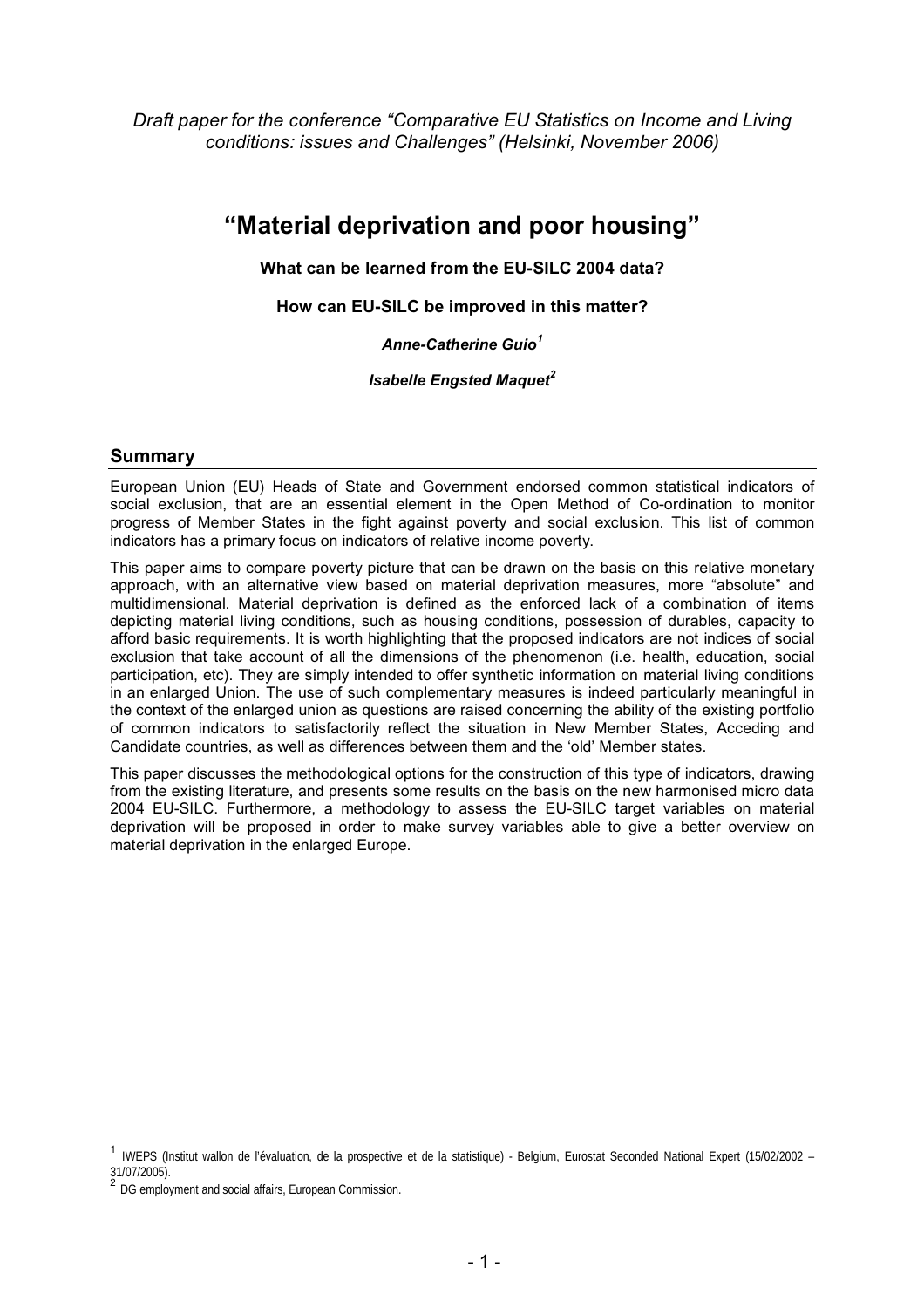*Draft paper for the conference "Comparative EU Statistics on Income and Living conditions: issues and Challenges" (Helsinki, November 2006)*

# "Material deprivation and poor housing"

**What can be learned from the EU-SILC 2004 data?**

**How can EU-SILC be improved in this matter?**

***Anne-Catherine Guio[1]***

***Isabelle Engsted Maquet[2]***

## Summary

European Union (EU) Heads of State and Government endorsed common statistical indicators of social exclusion, that are an essential element in the Open Method of Co-ordination to monitor progress of Member States in the fight against poverty and social exclusion. This list of common indicators has a primary focus on indicators of relative income poverty.

This paper aims to compare poverty picture that can be drawn on the basis on this relative monetary approach, with an alternative view based on material deprivation measures, more "absolute" and multidimensional. Material deprivation is defined as the enforced lack of a combination of items depicting material living conditions, such as housing conditions, possession of durables, capacity to afford basic requirements. It is worth highlighting that the proposed indicators are not indices of social exclusion that take account of all the dimensions of the phenomenon (i.e. health, education, social participation, etc). They are simply intended to offer synthetic information on material living conditions in an enlarged Union. The use of such complementary measures is indeed particularly meaningful in the context of the enlarged union as questions are raised concerning the ability of the existing portfolio of common indicators to satisfactorily reflect the situation in New Member States, Acceding and Candidate countries, as well as differences between them and the 'old' Member states.

This paper discusses the methodological options for the construction of this type of indicators, drawing from the existing literature, and presents some results on the basis on the new harmonised micro data 2004 EU-SILC. Furthermore, a methodology to assess the EU-SILC target variables on material deprivation will be proposed in order to make survey variables able to give a better overview on material deprivation in the enlarged Europe.

---

[1] IWEPS (Institut wallon de l'évaluation, de la prospective et de la statistique) - Belgium, Eurostat Seconded National Expert (15/02/2002 – 31/07/2005).

[2] DG employment and social affairs, European Commission.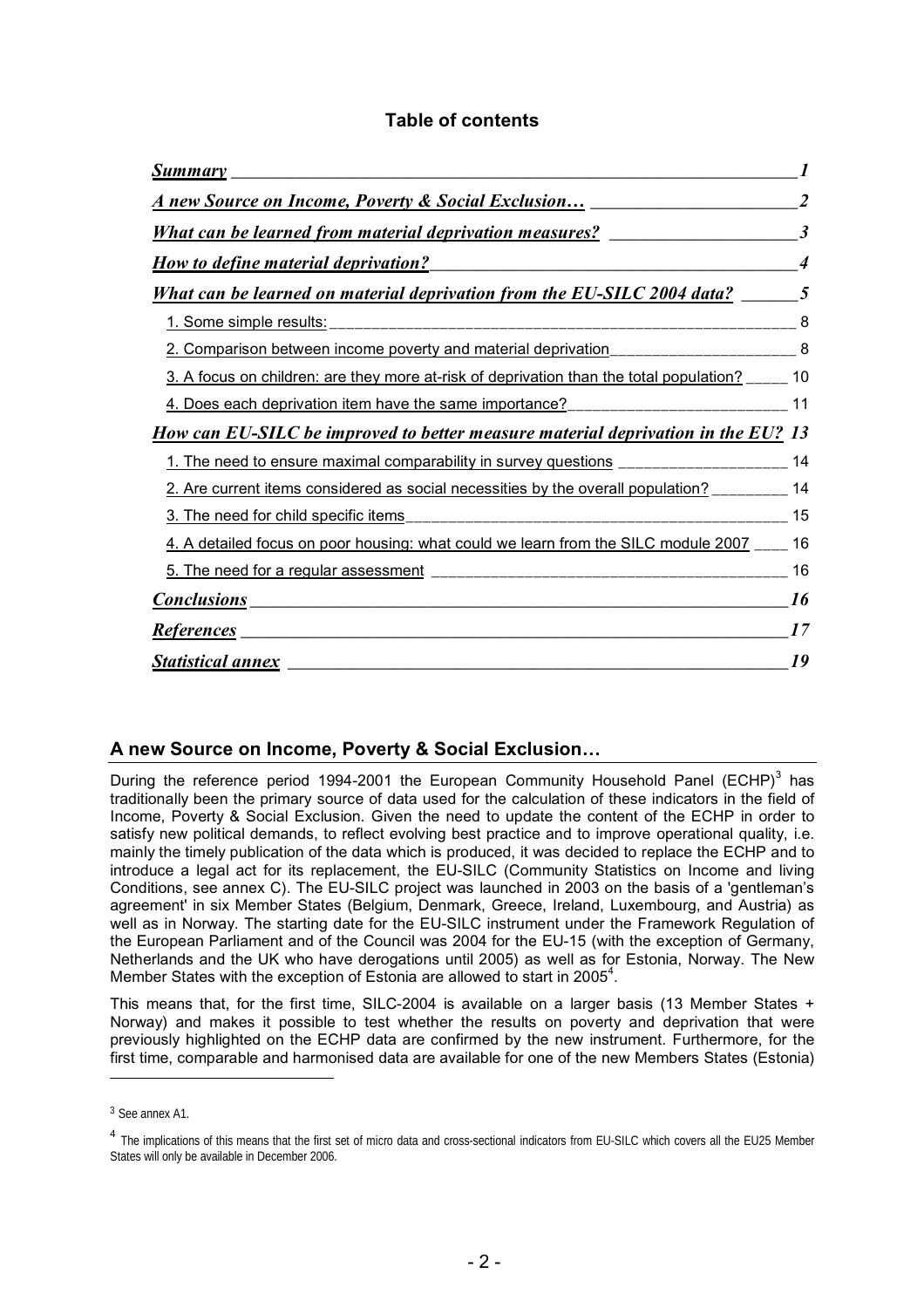## Table of contents

| | |
|---|---|
| ***Summary*** | ***1*** |
| ***A new Source on Income, Poverty & Social Exclusion…*** | ***2*** |
| ***What can be learned from material deprivation measures?*** | ***3*** |
| ***How to define material deprivation?*** | ***4*** |
| ***What can be learned on material deprivation from the EU-SILC 2004 data?*** | ***5*** |
| 1. Some simple results: | 8 |
| 2. Comparison between income poverty and material deprivation | 8 |
| 3. A focus on children: are they more at-risk of deprivation than the total population? | 10 |
| 4. Does each deprivation item have the same importance? | 11 |
| ***How can EU-SILC be improved to better measure material deprivation in the EU?*** | ***13*** |
| 1. The need to ensure maximal comparability in survey questions | 14 |
| 2. Are current items considered as social necessities by the overall population? | 14 |
| 3. The need for child specific items | 15 |
| 4. A detailed focus on poor housing: what could we learn from the SILC module 2007 | 16 |
| 5. The need for a regular assessment | 16 |
| ***Conclusions*** | ***16*** |
| ***References*** | ***17*** |
| ***Statistical annex*** | ***19*** |

## A new Source on Income, Poverty & Social Exclusion…

During the reference period 1994-2001 the European Community Household Panel (ECHP)[3] has traditionally been the primary source of data used for the calculation of these indicators in the field of Income, Poverty & Social Exclusion. Given the need to update the content of the ECHP in order to satisfy new political demands, to reflect evolving best practice and to improve operational quality, i.e. mainly the timely publication of the data which is produced, it was decided to replace the ECHP and to introduce a legal act for its replacement, the EU-SILC (Community Statistics on Income and living Conditions, see annex C). The EU-SILC project was launched in 2003 on the basis of a 'gentleman's agreement' in six Member States (Belgium, Denmark, Greece, Ireland, Luxembourg, and Austria) as well as in Norway. The starting date for the EU-SILC instrument under the Framework Regulation of the European Parliament and of the Council was 2004 for the EU-15 (with the exception of Germany, Netherlands and the UK who have derogations until 2005) as well as for Estonia, Norway. The New Member States with the exception of Estonia are allowed to start in 2005[4].

This means that, for the first time, SILC-2004 is available on a larger basis (13 Member States + Norway) and makes it possible to test whether the results on poverty and deprivation that were previously highlighted on the ECHP data are confirmed by the new instrument. Furthermore, for the first time, comparable and harmonised data are available for one of the new Members States (Estonia)

---

[3] See annex A1.

[4] The implications of this means that the first set of micro data and cross-sectional indicators from EU-SILC which covers all the EU25 Member States will only be available in December 2006.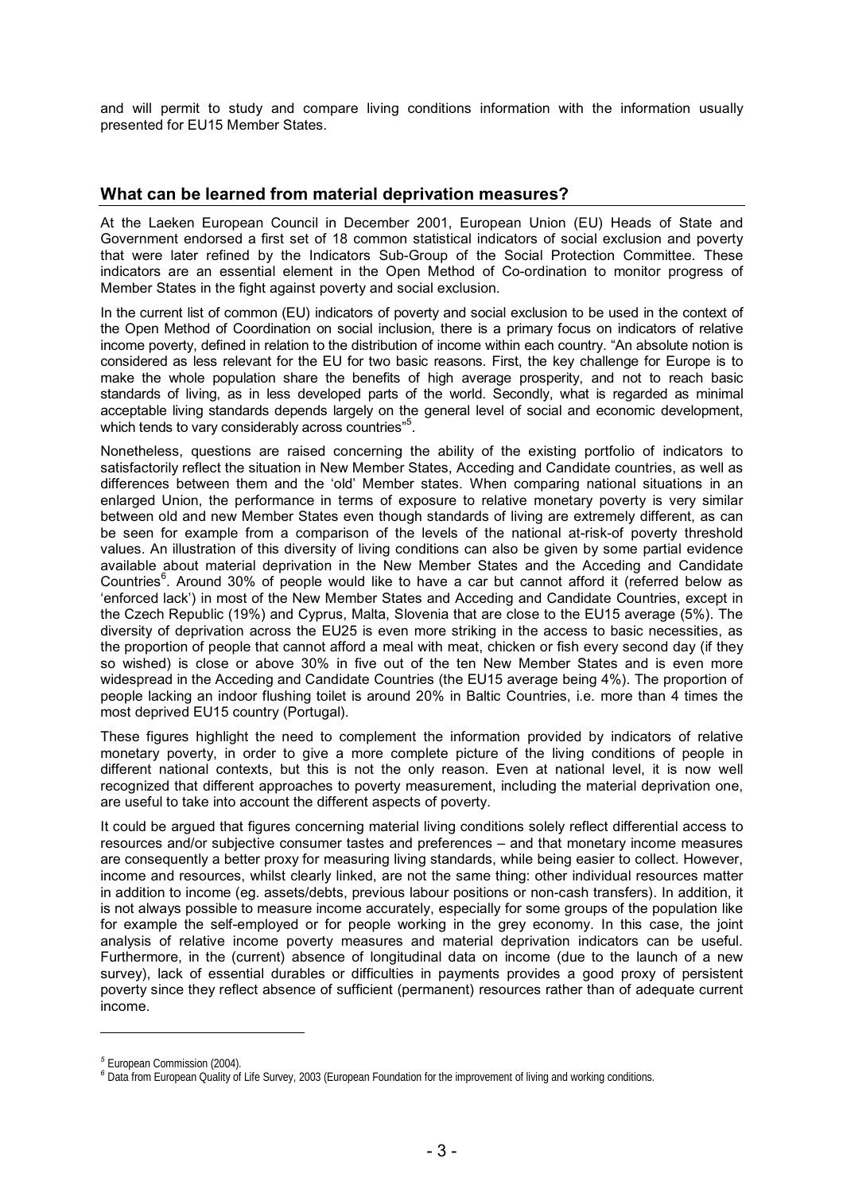and will permit to study and compare living conditions information with the information usually presented for EU15 Member States.

## What can be learned from material deprivation measures?

At the Laeken European Council in December 2001, European Union (EU) Heads of State and Government endorsed a first set of 18 common statistical indicators of social exclusion and poverty that were later refined by the Indicators Sub-Group of the Social Protection Committee. These indicators are an essential element in the Open Method of Co-ordination to monitor progress of Member States in the fight against poverty and social exclusion.

In the current list of common (EU) indicators of poverty and social exclusion to be used in the context of the Open Method of Coordination on social inclusion, there is a primary focus on indicators of relative income poverty, defined in relation to the distribution of income within each country. "An absolute notion is considered as less relevant for the EU for two basic reasons. First, the key challenge for Europe is to make the whole population share the benefits of high average prosperity, and not to reach basic standards of living, as in less developed parts of the world. Secondly, what is regarded as minimal acceptable living standards depends largely on the general level of social and economic development, which tends to vary considerably across countries"[5].

Nonetheless, questions are raised concerning the ability of the existing portfolio of indicators to satisfactorily reflect the situation in New Member States, Acceding and Candidate countries, as well as differences between them and the 'old' Member states. When comparing national situations in an enlarged Union, the performance in terms of exposure to relative monetary poverty is very similar between old and new Member States even though standards of living are extremely different, as can be seen for example from a comparison of the levels of the national at-risk-of poverty threshold values. An illustration of this diversity of living conditions can also be given by some partial evidence available about material deprivation in the New Member States and the Acceding and Candidate Countries[6]. Around 30% of people would like to have a car but cannot afford it (referred below as 'enforced lack') in most of the New Member States and Acceding and Candidate Countries, except in the Czech Republic (19%) and Cyprus, Malta, Slovenia that are close to the EU15 average (5%). The diversity of deprivation across the EU25 is even more striking in the access to basic necessities, as the proportion of people that cannot afford a meal with meat, chicken or fish every second day (if they so wished) is close or above 30% in five out of the ten New Member States and is even more widespread in the Acceding and Candidate Countries (the EU15 average being 4%). The proportion of people lacking an indoor flushing toilet is around 20% in Baltic Countries, i.e. more than 4 times the most deprived EU15 country (Portugal).

These figures highlight the need to complement the information provided by indicators of relative monetary poverty, in order to give a more complete picture of the living conditions of people in different national contexts, but this is not the only reason. Even at national level, it is now well recognized that different approaches to poverty measurement, including the material deprivation one, are useful to take into account the different aspects of poverty.

It could be argued that figures concerning material living conditions solely reflect differential access to resources and/or subjective consumer tastes and preferences – and that monetary income measures are consequently a better proxy for measuring living standards, while being easier to collect. However, income and resources, whilst clearly linked, are not the same thing: other individual resources matter in addition to income (eg. assets/debts, previous labour positions or non-cash transfers). In addition, it is not always possible to measure income accurately, especially for some groups of the population like for example the self-employed or for people working in the grey economy. In this case, the joint analysis of relative income poverty measures and material deprivation indicators can be useful. Furthermore, in the (current) absence of longitudinal data on income (due to the launch of a new survey), lack of essential durables or difficulties in payments provides a good proxy of persistent poverty since they reflect absence of sufficient (permanent) resources rather than of adequate current income.

---

[5] European Commission (2004).

[6] Data from European Quality of Life Survey, 2003 (European Foundation for the improvement of living and working conditions.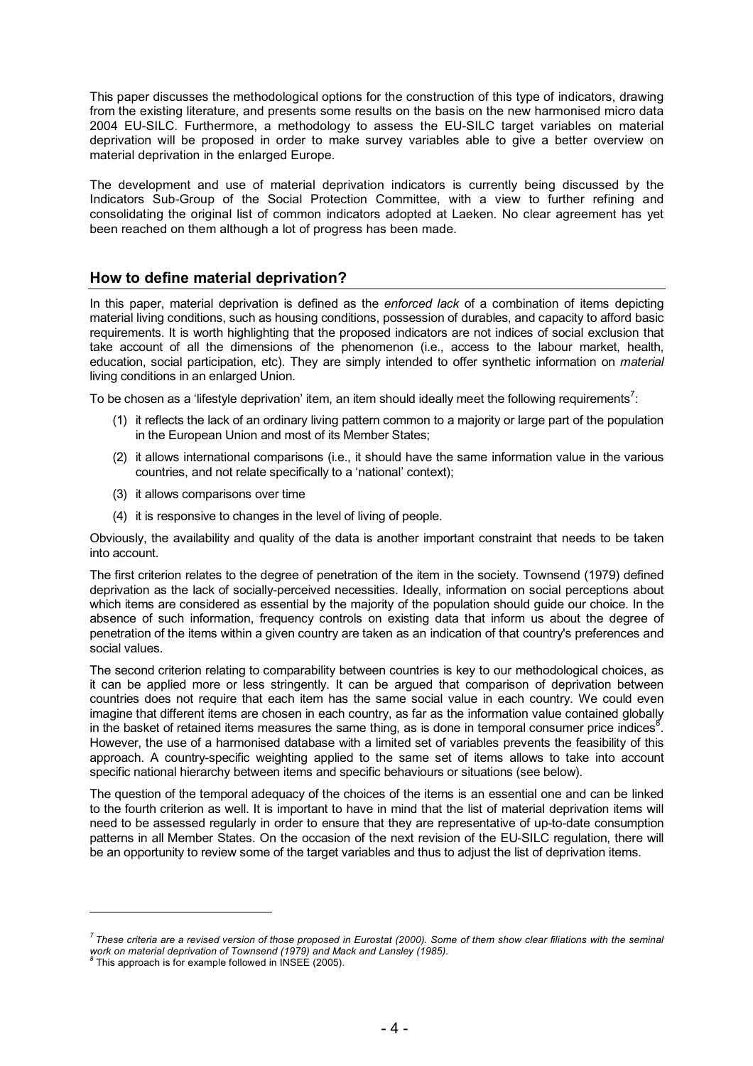This paper discusses the methodological options for the construction of this type of indicators, drawing from the existing literature, and presents some results on the basis on the new harmonised micro data 2004 EU-SILC. Furthermore, a methodology to assess the EU-SILC target variables on material deprivation will be proposed in order to make survey variables able to give a better overview on material deprivation in the enlarged Europe.

The development and use of material deprivation indicators is currently being discussed by the Indicators Sub-Group of the Social Protection Committee, with a view to further refining and consolidating the original list of common indicators adopted at Laeken. No clear agreement has yet been reached on them although a lot of progress has been made.

## How to define material deprivation?

In this paper, material deprivation is defined as the *enforced lack* of a combination of items depicting material living conditions, such as housing conditions, possession of durables, and capacity to afford basic requirements. It is worth highlighting that the proposed indicators are not indices of social exclusion that take account of all the dimensions of the phenomenon (i.e., access to the labour market, health, education, social participation, etc). They are simply intended to offer synthetic information on *material* living conditions in an enlarged Union.

To be chosen as a 'lifestyle deprivation' item, an item should ideally meet the following requirements[7]:

(1) it reflects the lack of an ordinary living pattern common to a majority or large part of the population in the European Union and most of its Member States;

(2) it allows international comparisons (i.e., it should have the same information value in the various countries, and not relate specifically to a 'national' context);

(3) it allows comparisons over time

(4) it is responsive to changes in the level of living of people.

Obviously, the availability and quality of the data is another important constraint that needs to be taken into account.

The first criterion relates to the degree of penetration of the item in the society. Townsend (1979) defined deprivation as the lack of socially-perceived necessities. Ideally, information on social perceptions about which items are considered as essential by the majority of the population should guide our choice. In the absence of such information, frequency controls on existing data that inform us about the degree of penetration of the items within a given country are taken as an indication of that country's preferences and social values.

The second criterion relating to comparability between countries is key to our methodological choices, as it can be applied more or less stringently. It can be argued that comparison of deprivation between countries does not require that each item has the same social value in each country. We could even imagine that different items are chosen in each country, as far as the information value contained globally in the basket of retained items measures the same thing, as is done in temporal consumer price indices[8]. However, the use of a harmonised database with a limited set of variables prevents the feasibility of this approach. A country-specific weighting applied to the same set of items allows to take into account specific national hierarchy between items and specific behaviours or situations (see below).

The question of the temporal adequacy of the choices of the items is an essential one and can be linked to the fourth criterion as well. It is important to have in mind that the list of material deprivation items will need to be assessed regularly in order to ensure that they are representative of up-to-date consumption patterns in all Member States. On the occasion of the next revision of the EU-SILC regulation, there will be an opportunity to review some of the target variables and thus to adjust the list of deprivation items.

---

[7] *These criteria are a revised version of those proposed in Eurostat (2000). Some of them show clear filiations with the seminal work on material deprivation of Townsend (1979) and Mack and Lansley (1985).*

[8] This approach is for example followed in INSEE (2005).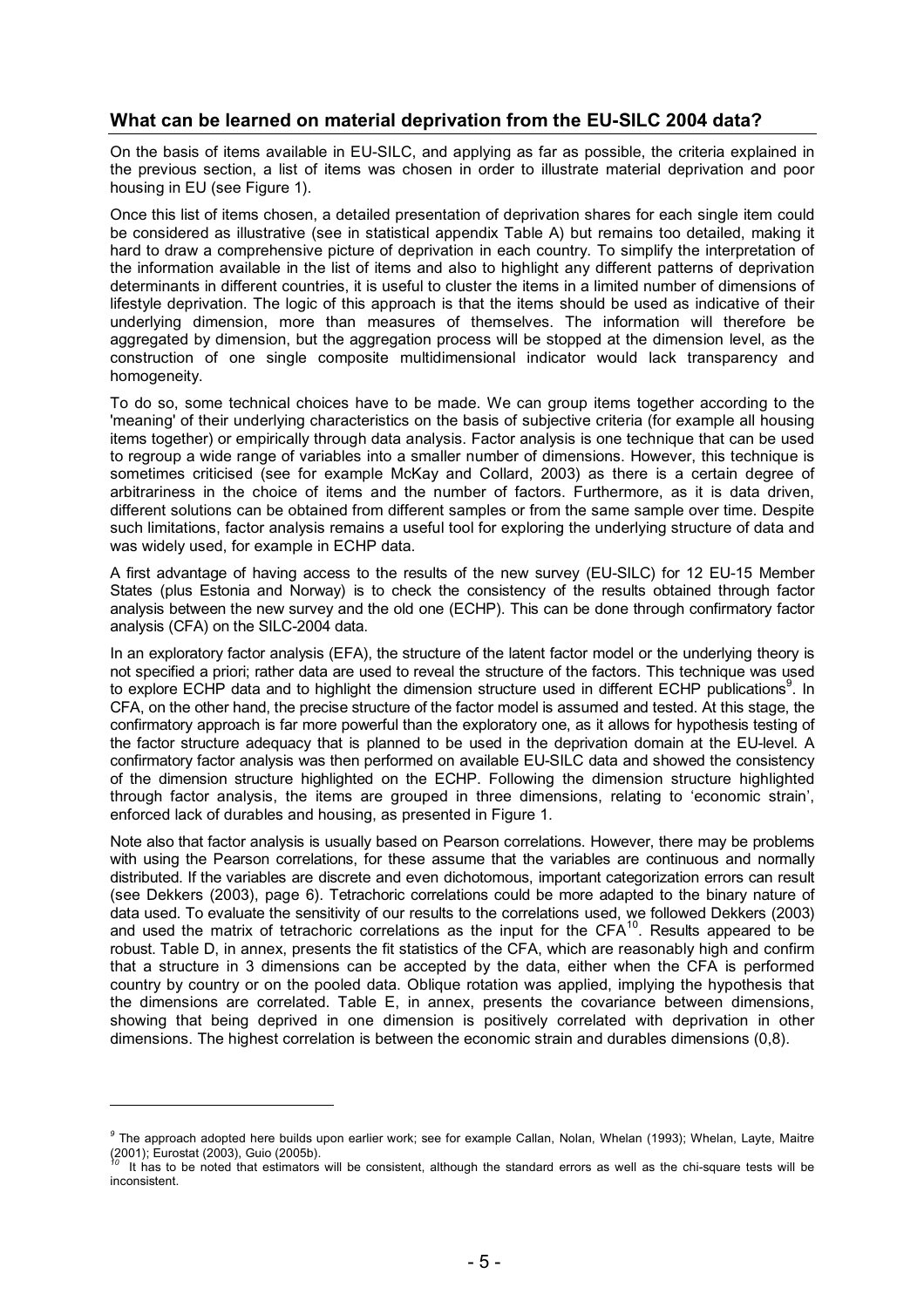## What can be learned on material deprivation from the EU-SILC 2004 data?

On the basis of items available in EU-SILC, and applying as far as possible, the criteria explained in the previous section, a list of items was chosen in order to illustrate material deprivation and poor housing in EU (see Figure 1).

Once this list of items chosen, a detailed presentation of deprivation shares for each single item could be considered as illustrative (see in statistical appendix Table A) but remains too detailed, making it hard to draw a comprehensive picture of deprivation in each country. To simplify the interpretation of the information available in the list of items and also to highlight any different patterns of deprivation determinants in different countries, it is useful to cluster the items in a limited number of dimensions of lifestyle deprivation. The logic of this approach is that the items should be used as indicative of their underlying dimension, more than measures of themselves. The information will therefore be aggregated by dimension, but the aggregation process will be stopped at the dimension level, as the construction of one single composite multidimensional indicator would lack transparency and homogeneity.

To do so, some technical choices have to be made. We can group items together according to the 'meaning' of their underlying characteristics on the basis of subjective criteria (for example all housing items together) or empirically through data analysis. Factor analysis is one technique that can be used to regroup a wide range of variables into a smaller number of dimensions. However, this technique is sometimes criticised (see for example McKay and Collard, 2003) as there is a certain degree of arbitrariness in the choice of items and the number of factors. Furthermore, as it is data driven, different solutions can be obtained from different samples or from the same sample over time. Despite such limitations, factor analysis remains a useful tool for exploring the underlying structure of data and was widely used, for example in ECHP data.

A first advantage of having access to the results of the new survey (EU-SILC) for 12 EU-15 Member States (plus Estonia and Norway) is to check the consistency of the results obtained through factor analysis between the new survey and the old one (ECHP). This can be done through confirmatory factor analysis (CFA) on the SILC-2004 data.

In an exploratory factor analysis (EFA), the structure of the latent factor model or the underlying theory is not specified a priori; rather data are used to reveal the structure of the factors. This technique was used to explore ECHP data and to highlight the dimension structure used in different ECHP publications[9]. In CFA, on the other hand, the precise structure of the factor model is assumed and tested. At this stage, the confirmatory approach is far more powerful than the exploratory one, as it allows for hypothesis testing of the factor structure adequacy that is planned to be used in the deprivation domain at the EU-level. A confirmatory factor analysis was then performed on available EU-SILC data and showed the consistency of the dimension structure highlighted on the ECHP. Following the dimension structure highlighted through factor analysis, the items are grouped in three dimensions, relating to 'economic strain', enforced lack of durables and housing, as presented in Figure 1.

Note also that factor analysis is usually based on Pearson correlations. However, there may be problems with using the Pearson correlations, for these assume that the variables are continuous and normally distributed. If the variables are discrete and even dichotomous, important categorization errors can result (see Dekkers (2003), page 6). Tetrachoric correlations could be more adapted to the binary nature of data used. To evaluate the sensitivity of our results to the correlations used, we followed Dekkers (2003) and used the matrix of tetrachoric correlations as the input for the CFA[10]. Results appeared to be robust. Table D, in annex, presents the fit statistics of the CFA, which are reasonably high and confirm that a structure in 3 dimensions can be accepted by the data, either when the CFA is performed country by country or on the pooled data. Oblique rotation was applied, implying the hypothesis that the dimensions are correlated. Table E, in annex, presents the covariance between dimensions, showing that being deprived in one dimension is positively correlated with deprivation in other dimensions. The highest correlation is between the economic strain and durables dimensions (0,8).

---

[9] The approach adopted here builds upon earlier work; see for example Callan, Nolan, Whelan (1993); Whelan, Layte, Maitre (2001); Eurostat (2003), Guio (2005b).

[10] It has to be noted that estimators will be consistent, although the standard errors as well as the chi-square tests will be inconsistent.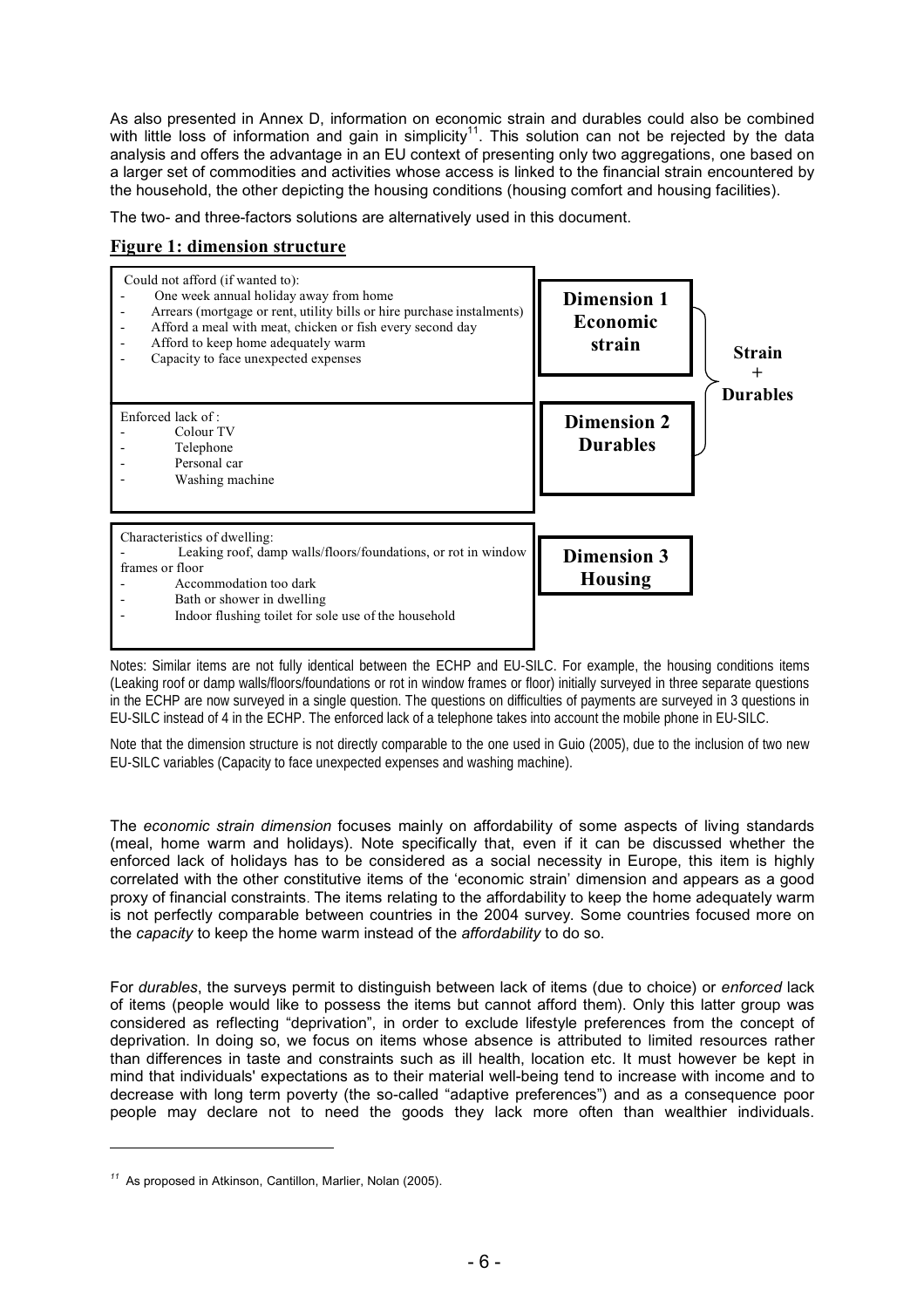As also presented in Annex D, information on economic strain and durables could also be combined with little loss of information and gain in simplicity[11]. This solution can not be rejected by the data analysis and offers the advantage in an EU context of presenting only two aggregations, one based on a larger set of commodities and activities whose access is linked to the financial strain encountered by the household, the other depicting the housing conditions (housing comfort and housing facilities).

The two- and three-factors solutions are alternatively used in this document.

## Figure 1: dimension structure

| Items | Dimension | Combined |
|---|---|---|
| Could not afford (if wanted to):<br>- One week annual holiday away from home<br>- Arrears (mortgage or rent, utility bills or hire purchase instalments)<br>- Afford a meal with meat, chicken or fish every second day<br>- Afford to keep home adequately warm<br>- Capacity to face unexpected expenses | **Dimension 1 Economic strain** | **Strain + Durables** |
| Enforced lack of :<br>- Colour TV<br>- Telephone<br>- Personal car<br>- Washing machine | **Dimension 2 Durables** | **Strain + Durables** |
| Characteristics of dwelling:<br>- Leaking roof, damp walls/floors/foundations, or rot in window frames or floor<br>- Accommodation too dark<br>- Bath or shower in dwelling<br>- Indoor flushing toilet for sole use of the household | **Dimension 3 Housing** | |

Notes: Similar items are not fully identical between the ECHP and EU-SILC. For example, the housing conditions items (Leaking roof or damp walls/floors/foundations or rot in window frames or floor) initially surveyed in three separate questions in the ECHP are now surveyed in a single question. The questions on difficulties of payments are surveyed in 3 questions in EU-SILC instead of 4 in the ECHP. The enforced lack of a telephone takes into account the mobile phone in EU-SILC.

Note that the dimension structure is not directly comparable to the one used in Guio (2005), due to the inclusion of two new EU-SILC variables (Capacity to face unexpected expenses and washing machine).

The *economic strain dimension* focuses mainly on affordability of some aspects of living standards (meal, home warm and holidays). Note specifically that, even if it can be discussed whether the enforced lack of holidays has to be considered as a social necessity in Europe, this item is highly correlated with the other constitutive items of the 'economic strain' dimension and appears as a good proxy of financial constraints. The items relating to the affordability to keep the home adequately warm is not perfectly comparable between countries in the 2004 survey. Some countries focused more on the *capacity* to keep the home warm instead of the *affordability* to do so.

For *durables*, the surveys permit to distinguish between lack of items (due to choice) or *enforced* lack of items (people would like to possess the items but cannot afford them). Only this latter group was considered as reflecting "deprivation", in order to exclude lifestyle preferences from the concept of deprivation. In doing so, we focus on items whose absence is attributed to limited resources rather than differences in taste and constraints such as ill health, location etc. It must however be kept in mind that individuals' expectations as to their material well-being tend to increase with income and to decrease with long term poverty (the so-called "adaptive preferences") and as a consequence poor people may declare not to need the goods they lack more often than wealthier individuals.

[11] As proposed in Atkinson, Cantillon, Marlier, Nolan (2005).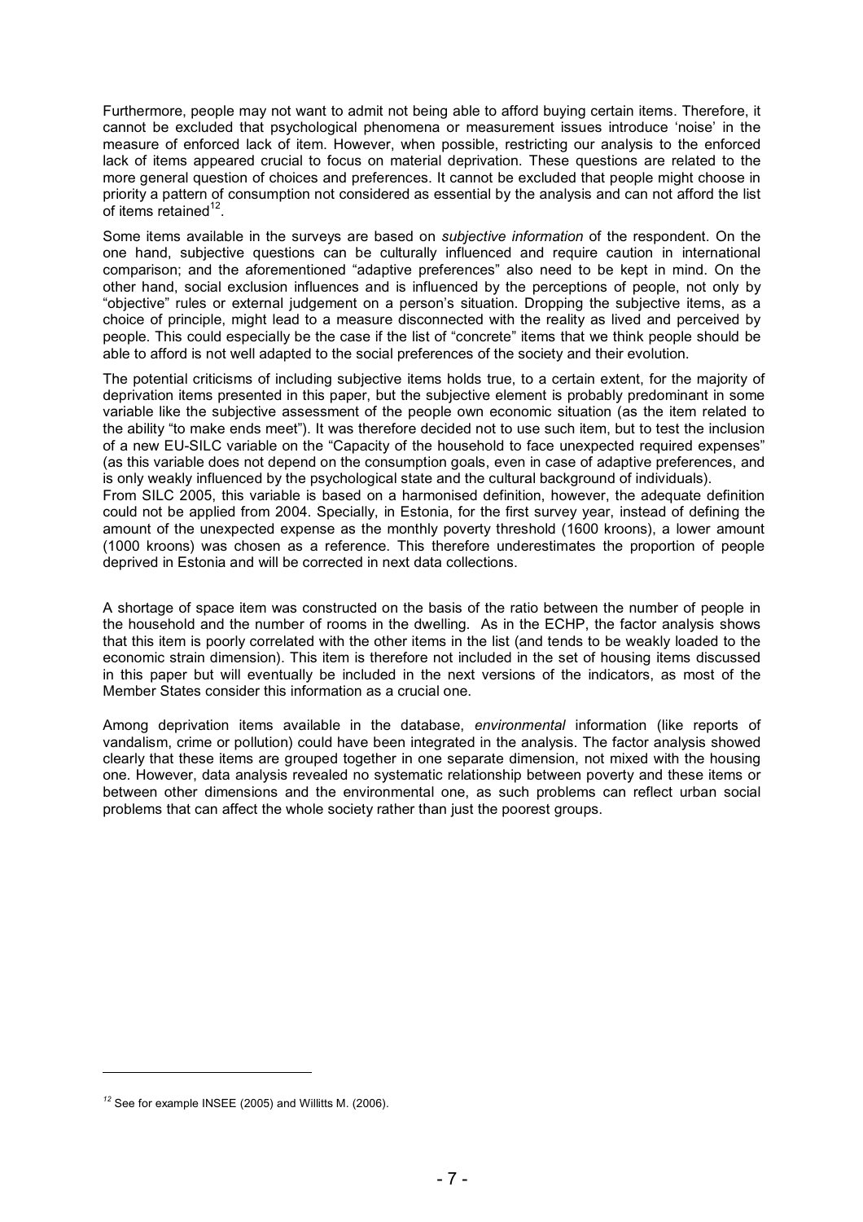Furthermore, people may not want to admit not being able to afford buying certain items. Therefore, it cannot be excluded that psychological phenomena or measurement issues introduce 'noise' in the measure of enforced lack of item. However, when possible, restricting our analysis to the enforced lack of items appeared crucial to focus on material deprivation. These questions are related to the more general question of choices and preferences. It cannot be excluded that people might choose in priority a pattern of consumption not considered as essential by the analysis and can not afford the list of items retained[12].

Some items available in the surveys are based on *subjective information* of the respondent. On the one hand, subjective questions can be culturally influenced and require caution in international comparison; and the aforementioned "adaptive preferences" also need to be kept in mind. On the other hand, social exclusion influences and is influenced by the perceptions of people, not only by "objective" rules or external judgement on a person's situation. Dropping the subjective items, as a choice of principle, might lead to a measure disconnected with the reality as lived and perceived by people. This could especially be the case if the list of "concrete" items that we think people should be able to afford is not well adapted to the social preferences of the society and their evolution.

The potential criticisms of including subjective items holds true, to a certain extent, for the majority of deprivation items presented in this paper, but the subjective element is probably predominant in some variable like the subjective assessment of the people own economic situation (as the item related to the ability "to make ends meet"). It was therefore decided not to use such item, but to test the inclusion of a new EU-SILC variable on the "Capacity of the household to face unexpected required expenses" (as this variable does not depend on the consumption goals, even in case of adaptive preferences, and is only weakly influenced by the psychological state and the cultural background of individuals).
From SILC 2005, this variable is based on a harmonised definition, however, the adequate definition could not be applied from 2004. Specially, in Estonia, for the first survey year, instead of defining the amount of the unexpected expense as the monthly poverty threshold (1600 kroons), a lower amount (1000 kroons) was chosen as a reference. This therefore underestimates the proportion of people deprived in Estonia and will be corrected in next data collections.

A shortage of space item was constructed on the basis of the ratio between the number of people in the household and the number of rooms in the dwelling. As in the ECHP, the factor analysis shows that this item is poorly correlated with the other items in the list (and tends to be weakly loaded to the economic strain dimension). This item is therefore not included in the set of housing items discussed in this paper but will eventually be included in the next versions of the indicators, as most of the Member States consider this information as a crucial one.

Among deprivation items available in the database, *environmental* information (like reports of vandalism, crime or pollution) could have been integrated in the analysis. The factor analysis showed clearly that these items are grouped together in one separate dimension, not mixed with the housing one. However, data analysis revealed no systematic relationship between poverty and these items or between other dimensions and the environmental one, as such problems can reflect urban social problems that can affect the whole society rather than just the poorest groups.

---

[12] See for example INSEE (2005) and Willitts M. (2006).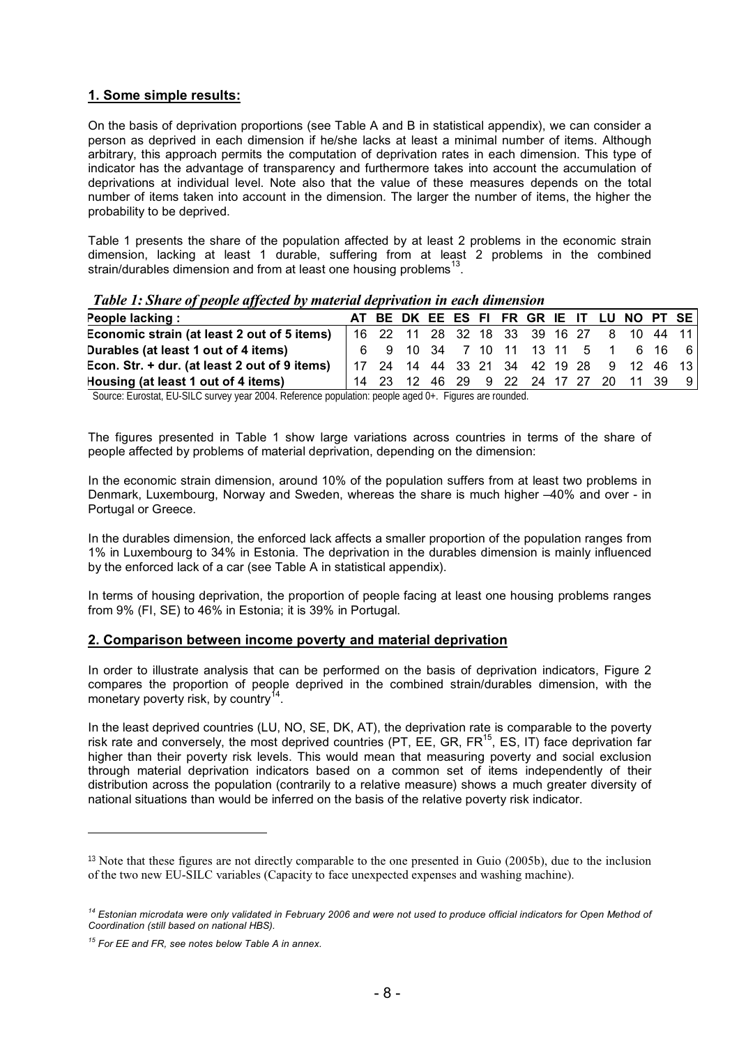## 1. Some simple results:

On the basis of deprivation proportions (see Table A and B in statistical appendix), we can consider a person as deprived in each dimension if he/she lacks at least a minimal number of items. Although arbitrary, this approach permits the computation of deprivation rates in each dimension. This type of indicator has the advantage of transparency and furthermore takes into account the accumulation of deprivations at individual level. Note also that the value of these measures depends on the total number of items taken into account in the dimension. The larger the number of items, the higher the probability to be deprived.

Table 1 presents the share of the population affected by at least 2 problems in the economic strain dimension, lacking at least 1 durable, suffering from at least 2 problems in the combined strain/durables dimension and from at least one housing problems[13].

*Table 1: Share of people affected by material deprivation in each dimension*

| People lacking : | AT | BE | DK | EE | ES | FI | FR | GR | IE | IT | LU | NO | PT | SE |
|---|---|---|---|---|---|---|---|---|---|---|---|---|---|---|
| Economic strain (at least 2 out of 5 items) | 16 | 22 | 11 | 28 | 32 | 18 | 33 | 39 | 16 | 27 | 8 | 10 | 44 | 11 |
| Durables (at least 1 out of 4 items) | 6 | 9 | 10 | 34 | 7 | 10 | 11 | 13 | 11 | 5 | 1 | 6 | 16 | 6 |
| Econ. Str. + dur. (at least 2 out of 9 items) | 17 | 24 | 14 | 44 | 33 | 21 | 34 | 42 | 19 | 28 | 9 | 12 | 46 | 13 |
| Housing (at least 1 out of 4 items) | 14 | 23 | 12 | 46 | 29 | 9 | 22 | 24 | 17 | 27 | 20 | 11 | 39 | 9 |

Source: Eurostat, EU-SILC survey year 2004. Reference population: people aged 0+. Figures are rounded.

The figures presented in Table 1 show large variations across countries in terms of the share of people affected by problems of material deprivation, depending on the dimension:

In the economic strain dimension, around 10% of the population suffers from at least two problems in Denmark, Luxembourg, Norway and Sweden, whereas the share is much higher –40% and over - in Portugal or Greece.

In the durables dimension, the enforced lack affects a smaller proportion of the population ranges from 1% in Luxembourg to 34% in Estonia. The deprivation in the durables dimension is mainly influenced by the enforced lack of a car (see Table A in statistical appendix).

In terms of housing deprivation, the proportion of people facing at least one housing problems ranges from 9% (FI, SE) to 46% in Estonia; it is 39% in Portugal.

## 2. Comparison between income poverty and material deprivation

In order to illustrate analysis that can be performed on the basis of deprivation indicators, Figure 2 compares the proportion of people deprived in the combined strain/durables dimension, with the monetary poverty risk, by country[14].

In the least deprived countries (LU, NO, SE, DK, AT), the deprivation rate is comparable to the poverty risk rate and conversely, the most deprived countries (PT, EE, GR, FR[15], ES, IT) face deprivation far higher than their poverty risk levels. This would mean that measuring poverty and social exclusion through material deprivation indicators based on a common set of items independently of their distribution across the population (contrarily to a relative measure) shows a much greater diversity of national situations than would be inferred on the basis of the relative poverty risk indicator.

---

[13] Note that these figures are not directly comparable to the one presented in Guio (2005b), due to the inclusion of the two new EU-SILC variables (Capacity to face unexpected expenses and washing machine).

[14] *Estonian microdata were only validated in February 2006 and were not used to produce official indicators for Open Method of Coordination (still based on national HBS).*

[15] *For EE and FR, see notes below Table A in annex.*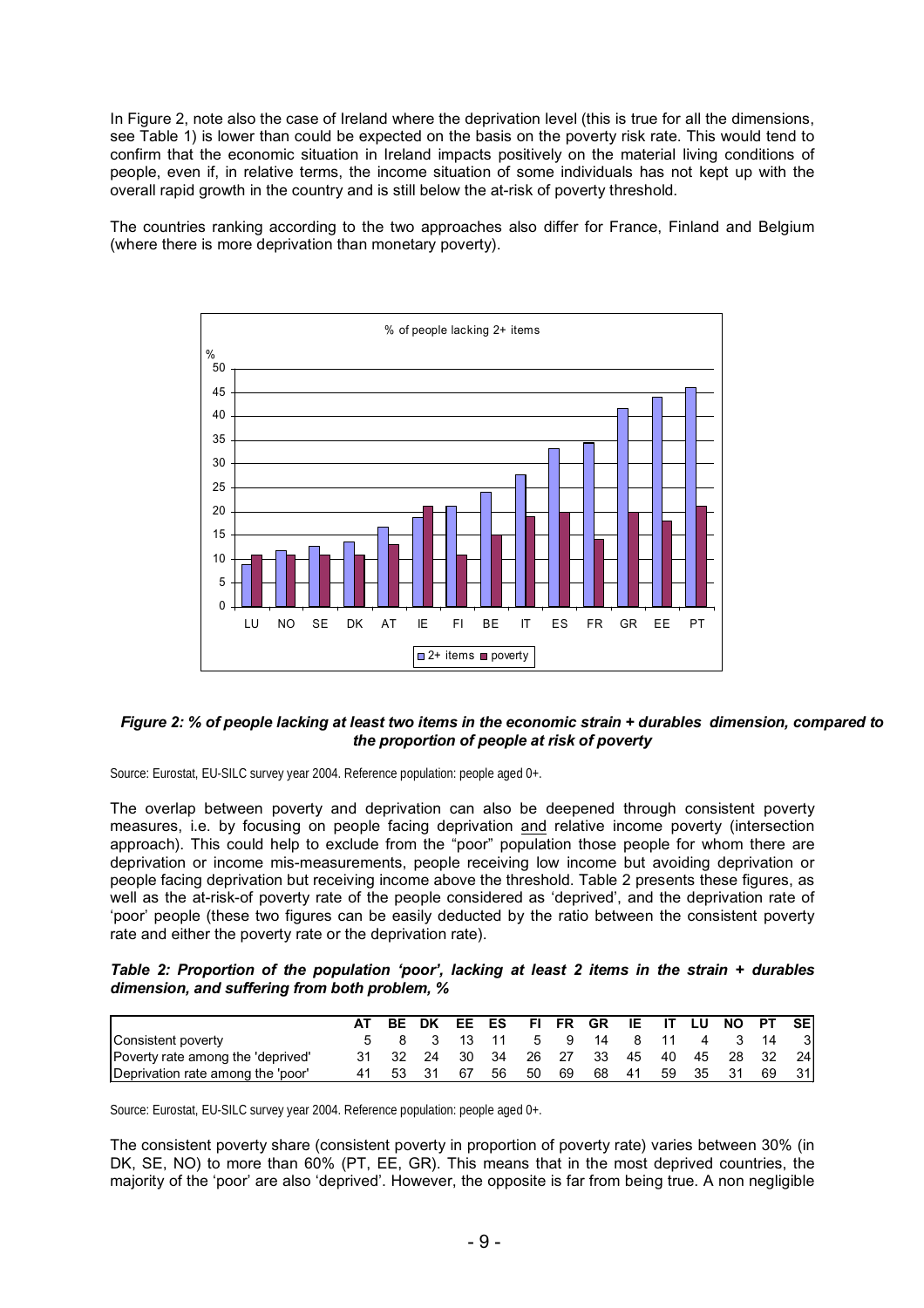In Figure 2, note also the case of Ireland where the deprivation level (this is true for all the dimensions, see Table 1) is lower than could be expected on the basis on the poverty risk rate. This would tend to confirm that the economic situation in Ireland impacts positively on the material living conditions of people, even if, in relative terms, the income situation of some individuals has not kept up with the overall rapid growth in the country and is still below the at-risk of poverty threshold.

The countries ranking according to the two approaches also differ for France, Finland and Belgium (where there is more deprivation than monetary poverty).

***Figure 2: % of people lacking at least two items in the economic strain + durables dimension, compared to the proportion of people at risk of poverty***

Source: Eurostat, EU-SILC survey year 2004. Reference population: people aged 0+.

The overlap between poverty and deprivation can also be deepened through consistent poverty measures, i.e. by focusing on people facing deprivation and relative income poverty (intersection approach). This could help to exclude from the "poor" population those people for whom there are deprivation or income mis-measurements, people receiving low income but avoiding deprivation or people facing deprivation but receiving income above the threshold. Table 2 presents these figures, as well as the at-risk-of poverty rate of the people considered as 'deprived', and the deprivation rate of 'poor' people (these two figures can be easily deducted by the ratio between the consistent poverty rate and either the poverty rate or the deprivation rate).

***Table 2: Proportion of the population 'poor', lacking at least 2 items in the strain + durables dimension, and suffering from both problem, %***

| | AT | BE | DK | EE | ES | FI | FR | GR | IE | IT | LU | NO | PT | SE |
|---|---|---|---|---|---|---|---|---|---|---|---|---|---|---|
| Consistent poverty | 5 | 8 | 3 | 13 | 11 | 5 | 9 | 14 | 8 | 11 | 4 | 3 | 14 | 3 |
| Poverty rate among the 'deprived' | 31 | 32 | 24 | 30 | 34 | 26 | 27 | 33 | 45 | 40 | 45 | 28 | 32 | 24 |
| Deprivation rate among the 'poor' | 41 | 53 | 31 | 67 | 56 | 50 | 69 | 68 | 41 | 59 | 35 | 31 | 69 | 31 |

Source: Eurostat, EU-SILC survey year 2004. Reference population: people aged 0+.

The consistent poverty share (consistent poverty in proportion of poverty rate) varies between 30% (in DK, SE, NO) to more than 60% (PT, EE, GR). This means that in the most deprived countries, the majority of the 'poor' are also 'deprived'. However, the opposite is far from being true. A non negligible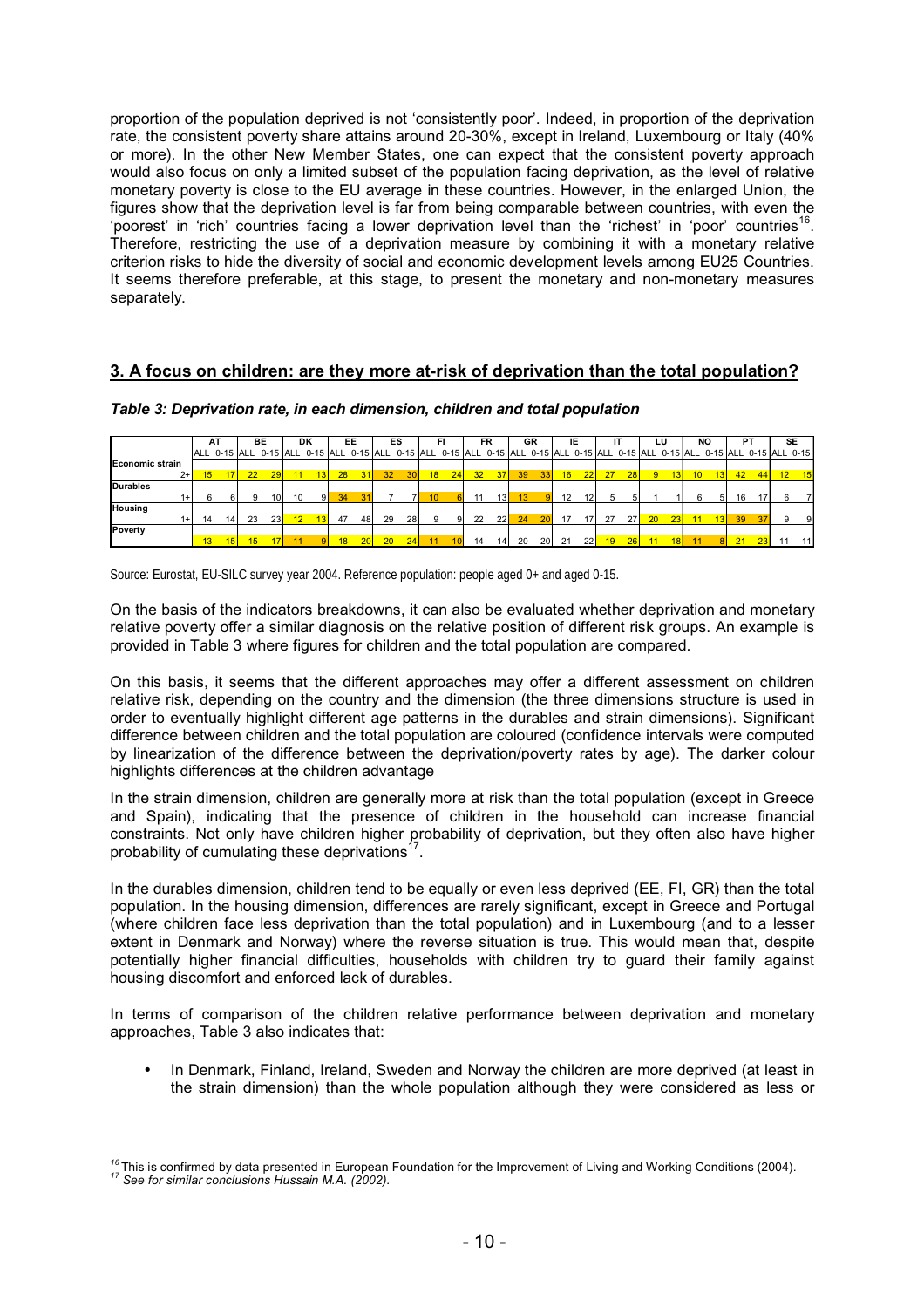proportion of the population deprived is not 'consistently poor'. Indeed, in proportion of the deprivation rate, the consistent poverty share attains around 20-30%, except in Ireland, Luxembourg or Italy (40% or more). In the other New Member States, one can expect that the consistent poverty approach would also focus on only a limited subset of the population facing deprivation, as the level of relative monetary poverty is close to the EU average in these countries. However, in the enlarged Union, the figures show that the deprivation level is far from being comparable between countries, with even the 'poorest' in 'rich' countries facing a lower deprivation level than the 'richest' in 'poor' countries[16]. Therefore, restricting the use of a deprivation measure by combining it with a monetary relative criterion risks to hide the diversity of social and economic development levels among EU25 Countries. It seems therefore preferable, at this stage, to present the monetary and non-monetary measures separately.

## 3. A focus on children: are they more at-risk of deprivation than the total population?

*Table 3: Deprivation rate, in each dimension, children and total population*

| | | AT | | BE | | DK | | EE | | ES | | FI | | FR | | GR | | IE | | IT | | LU | | NO | | PT | | SE | |
|---|---|---|---|---|---|---|---|---|---|---|---|---|---|---|---|---|---|---|---|---|---|---|---|---|---|---|---|---|---|
| | | ALL | 0-15 | ALL | 0-15 | ALL | 0-15 | ALL | 0-15 | ALL | 0-15 | ALL | 0-15 | ALL | 0-15 | ALL | 0-15 | ALL | 0-15 | ALL | 0-15 | ALL | 0-15 | ALL | 0-15 | ALL | 0-15 | ALL | 0-15 |
| **Economic strain** | 2+ | 15 | 17 | 22 | 29 | 11 | 13 | 28 | 31 | 32 | 30 | 18 | 24 | 32 | 37 | 39 | 33 | 16 | 22 | 27 | 28 | 9 | 13 | 10 | 13 | 42 | 44 | 12 | 15 |
| **Durables** | 1+ | 6 | 6 | 9 | 10 | 10 | 9 | 34 | 31 | 7 | 7 | 10 | 6 | 11 | 13 | 13 | 9 | 12 | 12 | 5 | 5 | 1 | 1 | 6 | 5 | 16 | 17 | 6 | 7 |
| **Housing** | 1+ | 14 | 14 | 23 | 23 | 12 | 13 | 47 | 48 | 29 | 28 | 9 | 9 | 22 | 22 | 24 | 20 | 17 | 17 | 27 | 27 | 20 | 23 | 11 | 13 | 39 | 37 | 9 | 9 |
| **Poverty** | | 13 | 15 | 15 | 17 | 11 | 9 | 18 | 20 | 20 | 24 | 11 | 10 | 14 | 14 | 20 | 20 | 21 | 22 | 19 | 26 | 11 | 18 | 11 | 8 | 21 | 23 | 11 | 11 |

Source: Eurostat, EU-SILC survey year 2004. Reference population: people aged 0+ and aged 0-15.

On the basis of the indicators breakdowns, it can also be evaluated whether deprivation and monetary relative poverty offer a similar diagnosis on the relative position of different risk groups. An example is provided in Table 3 where figures for children and the total population are compared.

On this basis, it seems that the different approaches may offer a different assessment on children relative risk, depending on the country and the dimension (the three dimensions structure is used in order to eventually highlight different age patterns in the durables and strain dimensions). Significant difference between children and the total population are coloured (confidence intervals were computed by linearization of the difference between the deprivation/poverty rates by age). The darker colour highlights differences at the children advantage

In the strain dimension, children are generally more at risk than the total population (except in Greece and Spain), indicating that the presence of children in the household can increase financial constraints. Not only have children higher probability of deprivation, but they often also have higher probability of cumulating these deprivations[17].

In the durables dimension, children tend to be equally or even less deprived (EE, FI, GR) than the total population. In the housing dimension, differences are rarely significant, except in Greece and Portugal (where children face less deprivation than the total population) and in Luxembourg (and to a lesser extent in Denmark and Norway) where the reverse situation is true. This would mean that, despite potentially higher financial difficulties, households with children try to guard their family against housing discomfort and enforced lack of durables.

In terms of comparison of the children relative performance between deprivation and monetary approaches, Table 3 also indicates that:

- In Denmark, Finland, Ireland, Sweden and Norway the children are more deprived (at least in the strain dimension) than the whole population although they were considered as less or

---

[16] This is confirmed by data presented in European Foundation for the Improvement of Living and Working Conditions (2004).

[17] *See for similar conclusions Hussain M.A. (2002).*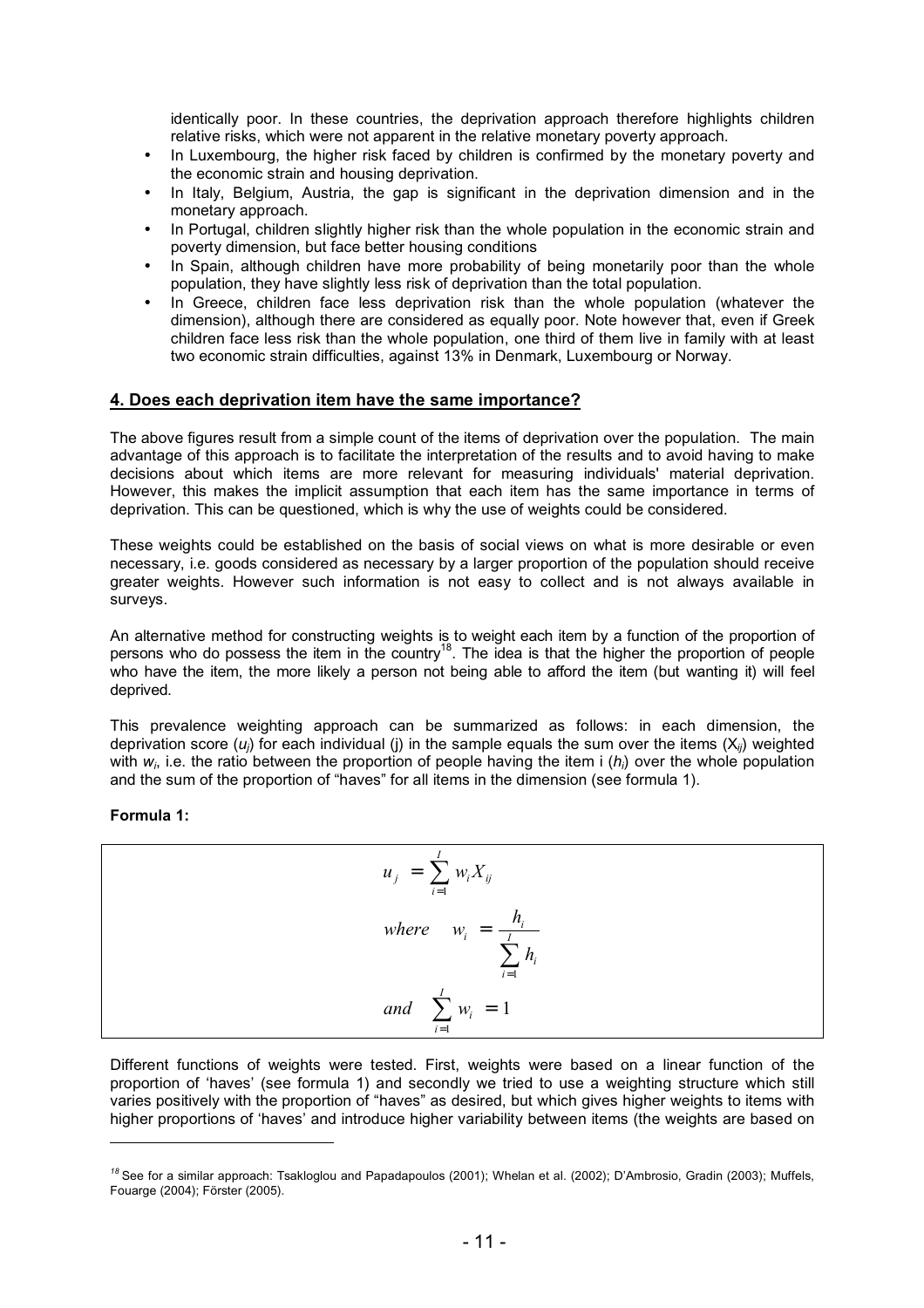identically poor. In these countries, the deprivation approach therefore highlights children relative risks, which were not apparent in the relative monetary poverty approach.

- In Luxembourg, the higher risk faced by children is confirmed by the monetary poverty and the economic strain and housing deprivation.
- In Italy, Belgium, Austria, the gap is significant in the deprivation dimension and in the monetary approach.
- In Portugal, children slightly higher risk than the whole population in the economic strain and poverty dimension, but face better housing conditions
- In Spain, although children have more probability of being monetarily poor than the whole population, they have slightly less risk of deprivation than the total population.
- In Greece, children face less deprivation risk than the whole population (whatever the dimension), although there are considered as equally poor. Note however that, even if Greek children face less risk than the whole population, one third of them live in family with at least two economic strain difficulties, against 13% in Denmark, Luxembourg or Norway.

## 4. Does each deprivation item have the same importance?

The above figures result from a simple count of the items of deprivation over the population. The main advantage of this approach is to facilitate the interpretation of the results and to avoid having to make decisions about which items are more relevant for measuring individuals' material deprivation. However, this makes the implicit assumption that each item has the same importance in terms of deprivation. This can be questioned, which is why the use of weights could be considered.

These weights could be established on the basis of social views on what is more desirable or even necessary, i.e. goods considered as necessary by a larger proportion of the population should receive greater weights. However such information is not easy to collect and is not always available in surveys.

An alternative method for constructing weights is to weight each item by a function of the proportion of persons who do possess the item in the country[18]. The idea is that the higher the proportion of people who have the item, the more likely a person not being able to afford the item (but wanting it) will feel deprived.

This prevalence weighting approach can be summarized as follows: in each dimension, the deprivation score ($u_j$) for each individual (j) in the sample equals the sum over the items ($X_{ij}$) weighted with $w_i$, i.e. the ratio between the proportion of people having the item i ($h_i$) over the whole population and the sum of the proportion of "haves" for all items in the dimension (see formula 1).

**Formula 1:**

$$u_j = \sum_{i=1}^{I} w_i X_{ij}$$

$$where \quad w_i = \frac{h_i}{\sum_{i=1}^{I} h_i}$$

$$and \quad \sum_{i=1}^{I} w_i = 1$$

Different functions of weights were tested. First, weights were based on a linear function of the proportion of 'haves' (see formula 1) and secondly we tried to use a weighting structure which still varies positively with the proportion of "haves" as desired, but which gives higher weights to items with higher proportions of 'haves' and introduce higher variability between items (the weights are based on

---

[18] See for a similar approach: Tsakloglou and Papadapoulos (2001); Whelan et al. (2002); D'Ambrosio, Gradin (2003); Muffels, Fouarge (2004); Förster (2005).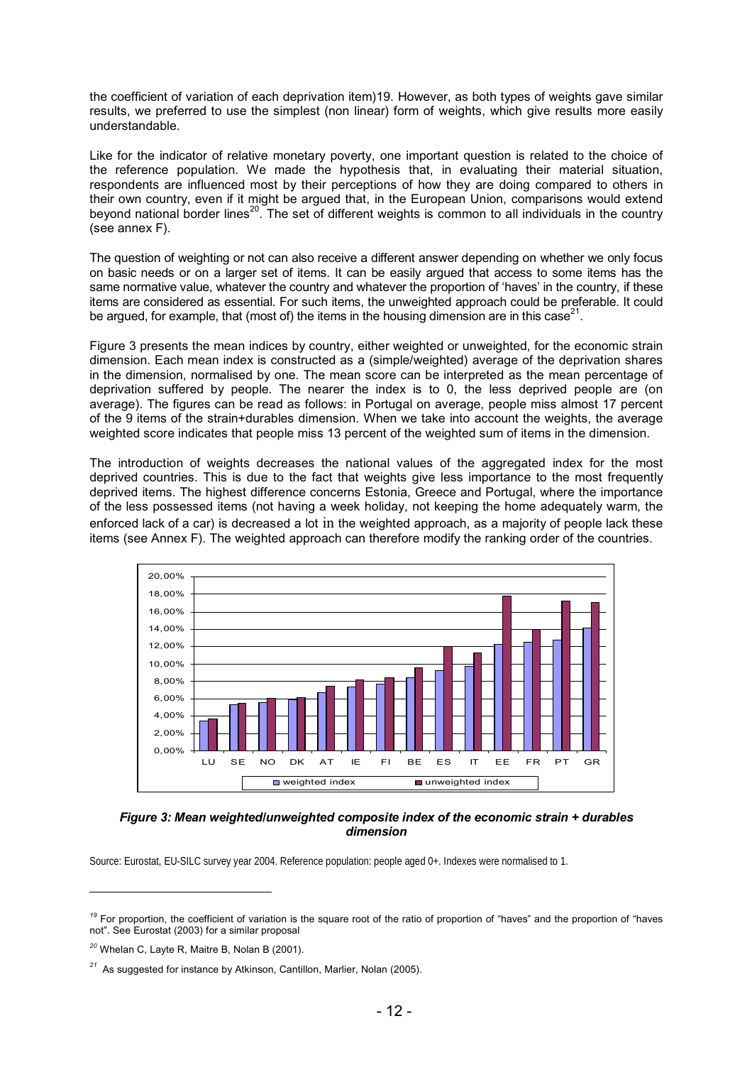the coefficient of variation of each deprivation item)19. However, as both types of weights gave similar results, we preferred to use the simplest (non linear) form of weights, which give results more easily understandable.

Like for the indicator of relative monetary poverty, one important question is related to the choice of the reference population. We made the hypothesis that, in evaluating their material situation, respondents are influenced most by their perceptions of how they are doing compared to others in their own country, even if it might be argued that, in the European Union, comparisons would extend beyond national border lines[20]. The set of different weights is common to all individuals in the country (see annex F).

The question of weighting or not can also receive a different answer depending on whether we only focus on basic needs or on a larger set of items. It can be easily argued that access to some items has the same normative value, whatever the country and whatever the proportion of 'haves' in the country, if these items are considered as essential. For such items, the unweighted approach could be preferable. It could be argued, for example, that (most of) the items in the housing dimension are in this case[21].

Figure 3 presents the mean indices by country, either weighted or unweighted, for the economic strain dimension. Each mean index is constructed as a (simple/weighted) average of the deprivation shares in the dimension, normalised by one. The mean score can be interpreted as the mean percentage of deprivation suffered by people. The nearer the index is to 0, the less deprived people are (on average). The figures can be read as follows: in Portugal on average, people miss almost 17 percent of the 9 items of the strain+durables dimension. When we take into account the weights, the average weighted score indicates that people miss 13 percent of the weighted sum of items in the dimension.

The introduction of weights decreases the national values of the aggregated index for the most deprived countries. This is due to the fact that weights give less importance to the most frequently deprived items. The highest difference concerns Estonia, Greece and Portugal, where the importance of the less possessed items (not having a week holiday, not keeping the home adequately warm, the enforced lack of a car) is decreased a lot in the weighted approach, as a majority of people lack these items (see Annex F). The weighted approach can therefore modify the ranking order of the countries.

***Figure 3: Mean weighted/unweighted composite index of the economic strain + durables dimension***

Source: Eurostat, EU-SILC survey year 2004. Reference population: people aged 0+. Indexes were normalised to 1.

---

[19] For proportion, the coefficient of variation is the square root of the ratio of proportion of "haves" and the proportion of "haves not". See Eurostat (2003) for a similar proposal

[20] Whelan C, Layte R, Maitre B, Nolan B (2001).

[21] As suggested for instance by Atkinson, Cantillon, Marlier, Nolan (2005).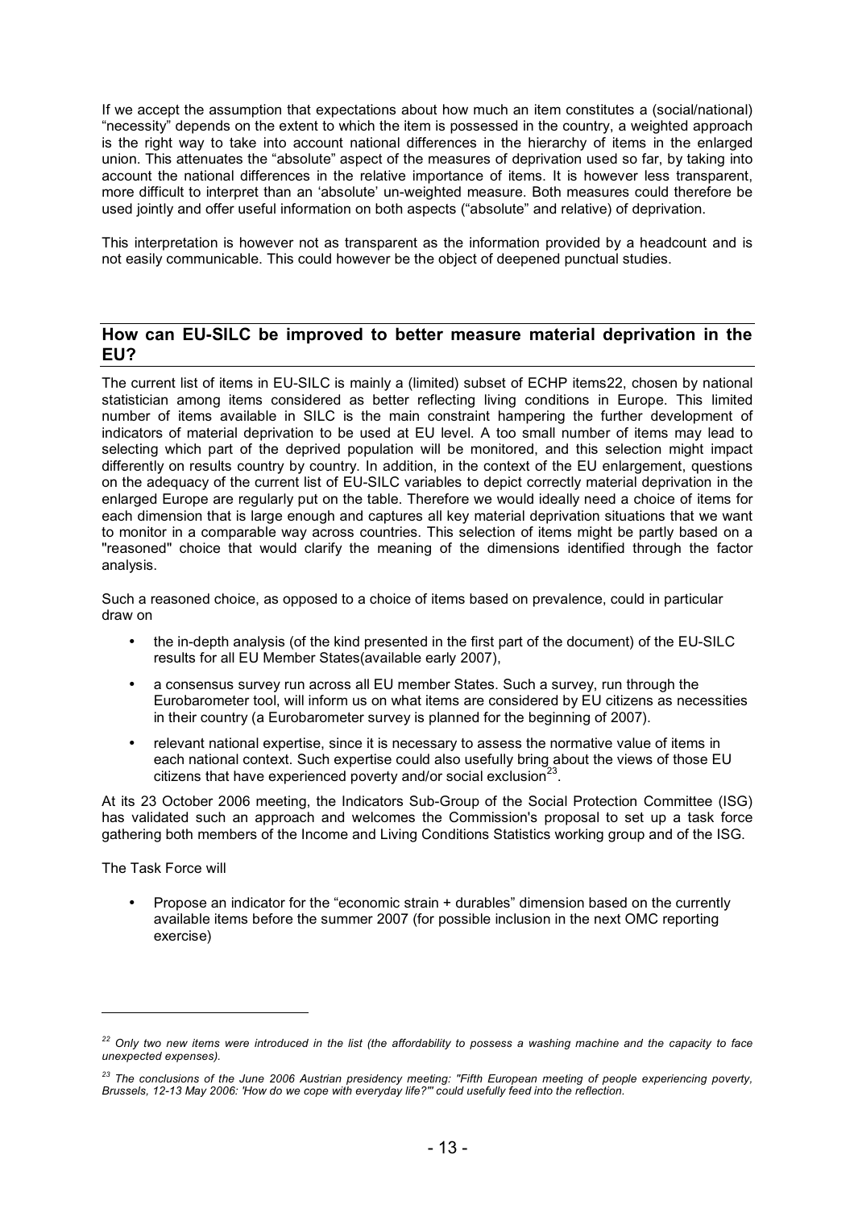If we accept the assumption that expectations about how much an item constitutes a (social/national) "necessity" depends on the extent to which the item is possessed in the country, a weighted approach is the right way to take into account national differences in the hierarchy of items in the enlarged union. This attenuates the "absolute" aspect of the measures of deprivation used so far, by taking into account the national differences in the relative importance of items. It is however less transparent, more difficult to interpret than an 'absolute' un-weighted measure. Both measures could therefore be used jointly and offer useful information on both aspects ("absolute" and relative) of deprivation.

This interpretation is however not as transparent as the information provided by a headcount and is not easily communicable. This could however be the object of deepened punctual studies.

## How can EU-SILC be improved to better measure material deprivation in the EU?

The current list of items in EU-SILC is mainly a (limited) subset of ECHP items22, chosen by national statistician among items considered as better reflecting living conditions in Europe. This limited number of items available in SILC is the main constraint hampering the further development of indicators of material deprivation to be used at EU level. A too small number of items may lead to selecting which part of the deprived population will be monitored, and this selection might impact differently on results country by country. In addition, in the context of the EU enlargement, questions on the adequacy of the current list of EU-SILC variables to depict correctly material deprivation in the enlarged Europe are regularly put on the table. Therefore we would ideally need a choice of items for each dimension that is large enough and captures all key material deprivation situations that we want to monitor in a comparable way across countries. This selection of items might be partly based on a "reasoned" choice that would clarify the meaning of the dimensions identified through the factor analysis.

Such a reasoned choice, as opposed to a choice of items based on prevalence, could in particular draw on

- the in-depth analysis (of the kind presented in the first part of the document) of the EU-SILC results for all EU Member States(available early 2007),
- a consensus survey run across all EU member States. Such a survey, run through the Eurobarometer tool, will inform us on what items are considered by EU citizens as necessities in their country (a Eurobarometer survey is planned for the beginning of 2007).
- relevant national expertise, since it is necessary to assess the normative value of items in each national context. Such expertise could also usefully bring about the views of those EU citizens that have experienced poverty and/or social exclusion[23].

At its 23 October 2006 meeting, the Indicators Sub-Group of the Social Protection Committee (ISG) has validated such an approach and welcomes the Commission's proposal to set up a task force gathering both members of the Income and Living Conditions Statistics working group and of the ISG.

The Task Force will

- Propose an indicator for the "economic strain + durables" dimension based on the currently available items before the summer 2007 (for possible inclusion in the next OMC reporting exercise)

---

*[22] Only two new items were introduced in the list (the affordability to possess a washing machine and the capacity to face unexpected expenses).*

*[23] The conclusions of the June 2006 Austrian presidency meeting: "Fifth European meeting of people experiencing poverty, Brussels, 12-13 May 2006: 'How do we cope with everyday life?'" could usefully feed into the reflection.*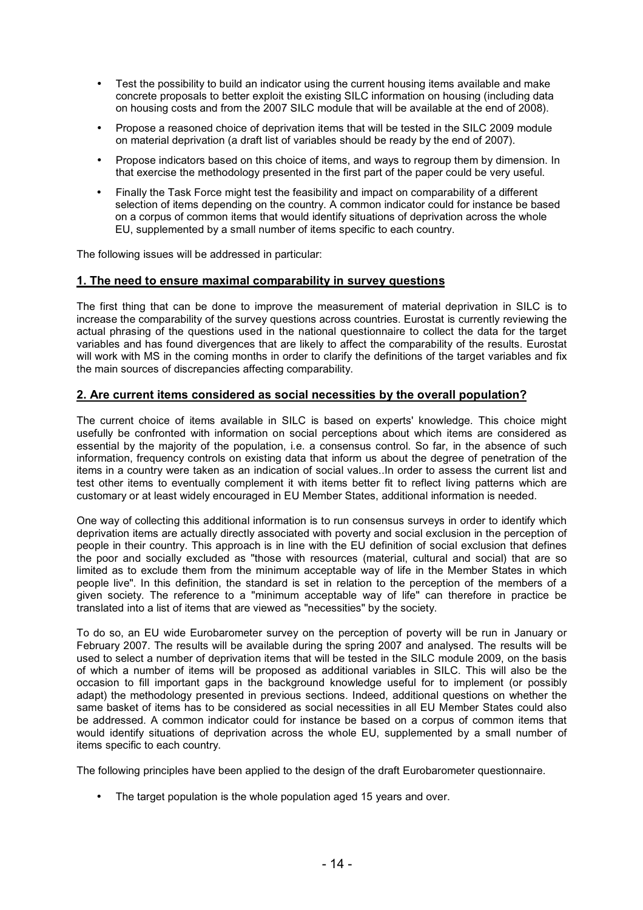- Test the possibility to build an indicator using the current housing items available and make concrete proposals to better exploit the existing SILC information on housing (including data on housing costs and from the 2007 SILC module that will be available at the end of 2008).
- Propose a reasoned choice of deprivation items that will be tested in the SILC 2009 module on material deprivation (a draft list of variables should be ready by the end of 2007).
- Propose indicators based on this choice of items, and ways to regroup them by dimension. In that exercise the methodology presented in the first part of the paper could be very useful.
- Finally the Task Force might test the feasibility and impact on comparability of a different selection of items depending on the country. A common indicator could for instance be based on a corpus of common items that would identify situations of deprivation across the whole EU, supplemented by a small number of items specific to each country.

The following issues will be addressed in particular:

## 1. The need to ensure maximal comparability in survey questions

The first thing that can be done to improve the measurement of material deprivation in SILC is to increase the comparability of the survey questions across countries. Eurostat is currently reviewing the actual phrasing of the questions used in the national questionnaire to collect the data for the target variables and has found divergences that are likely to affect the comparability of the results. Eurostat will work with MS in the coming months in order to clarify the definitions of the target variables and fix the main sources of discrepancies affecting comparability.

## 2. Are current items considered as social necessities by the overall population?

The current choice of items available in SILC is based on experts' knowledge. This choice might usefully be confronted with information on social perceptions about which items are considered as essential by the majority of the population, i.e. a consensus control. So far, in the absence of such information, frequency controls on existing data that inform us about the degree of penetration of the items in a country were taken as an indication of social values..In order to assess the current list and test other items to eventually complement it with items better fit to reflect living patterns which are customary or at least widely encouraged in EU Member States, additional information is needed.

One way of collecting this additional information is to run consensus surveys in order to identify which deprivation items are actually directly associated with poverty and social exclusion in the perception of people in their country. This approach is in line with the EU definition of social exclusion that defines the poor and socially excluded as "those with resources (material, cultural and social) that are so limited as to exclude them from the minimum acceptable way of life in the Member States in which people live". In this definition, the standard is set in relation to the perception of the members of a given society. The reference to a "minimum acceptable way of life" can therefore in practice be translated into a list of items that are viewed as "necessities" by the society.

To do so, an EU wide Eurobarometer survey on the perception of poverty will be run in January or February 2007. The results will be available during the spring 2007 and analysed. The results will be used to select a number of deprivation items that will be tested in the SILC module 2009, on the basis of which a number of items will be proposed as additional variables in SILC. This will also be the occasion to fill important gaps in the background knowledge useful for to implement (or possibly adapt) the methodology presented in previous sections. Indeed, additional questions on whether the same basket of items has to be considered as social necessities in all EU Member States could also be addressed. A common indicator could for instance be based on a corpus of common items that would identify situations of deprivation across the whole EU, supplemented by a small number of items specific to each country.

The following principles have been applied to the design of the draft Eurobarometer questionnaire.

- The target population is the whole population aged 15 years and over.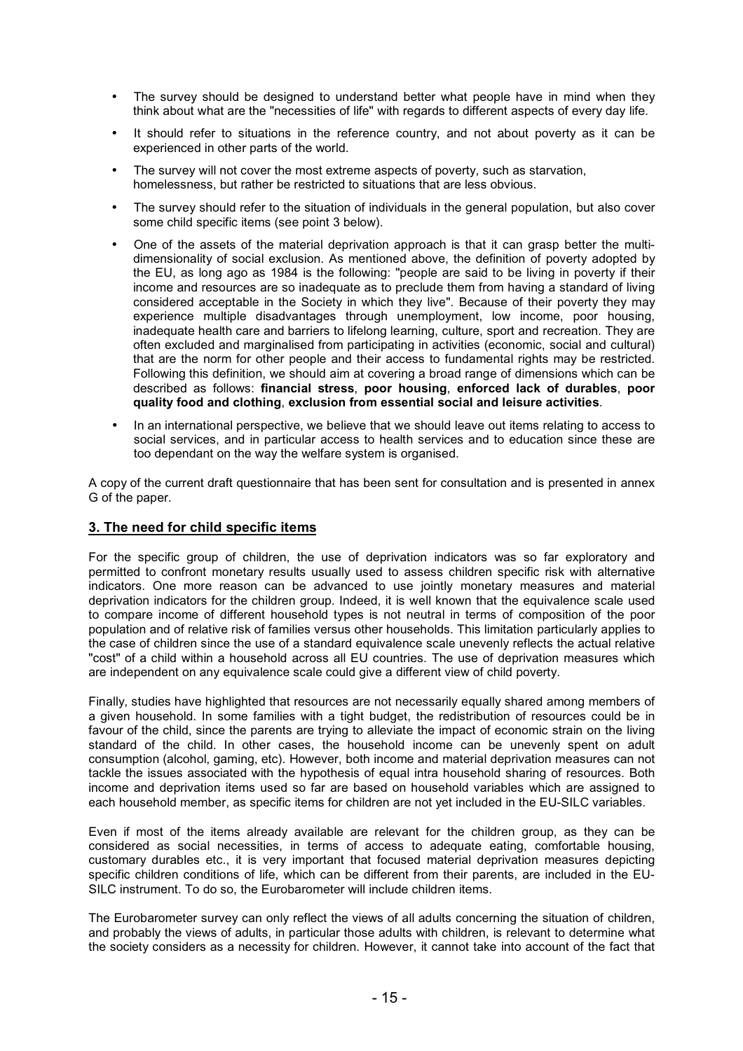- The survey should be designed to understand better what people have in mind when they think about what are the "necessities of life" with regards to different aspects of every day life.
- It should refer to situations in the reference country, and not about poverty as it can be experienced in other parts of the world.
- The survey will not cover the most extreme aspects of poverty, such as starvation, homelessness, but rather be restricted to situations that are less obvious.
- The survey should refer to the situation of individuals in the general population, but also cover some child specific items (see point 3 below).
- One of the assets of the material deprivation approach is that it can grasp better the multi-dimensionality of social exclusion. As mentioned above, the definition of poverty adopted by the EU, as long ago as 1984 is the following: "people are said to be living in poverty if their income and resources are so inadequate as to preclude them from having a standard of living considered acceptable in the Society in which they live". Because of their poverty they may experience multiple disadvantages through unemployment, low income, poor housing, inadequate health care and barriers to lifelong learning, culture, sport and recreation. They are often excluded and marginalised from participating in activities (economic, social and cultural) that are the norm for other people and their access to fundamental rights may be restricted. Following this definition, we should aim at covering a broad range of dimensions which can be described as follows: **financial stress**, **poor housing**, **enforced lack of durables**, **poor quality food and clothing**, **exclusion from essential social and leisure activities**.
- In an international perspective, we believe that we should leave out items relating to access to social services, and in particular access to health services and to education since these are too dependant on the way the welfare system is organised.

A copy of the current draft questionnaire that has been sent for consultation and is presented in annex G of the paper.

## 3. The need for child specific items

For the specific group of children, the use of deprivation indicators was so far exploratory and permitted to confront monetary results usually used to assess children specific risk with alternative indicators. One more reason can be advanced to use jointly monetary measures and material deprivation indicators for the children group. Indeed, it is well known that the equivalence scale used to compare income of different household types is not neutral in terms of composition of the poor population and of relative risk of families versus other households. This limitation particularly applies to the case of children since the use of a standard equivalence scale unevenly reflects the actual relative "cost" of a child within a household across all EU countries. The use of deprivation measures which are independent on any equivalence scale could give a different view of child poverty.

Finally, studies have highlighted that resources are not necessarily equally shared among members of a given household. In some families with a tight budget, the redistribution of resources could be in favour of the child, since the parents are trying to alleviate the impact of economic strain on the living standard of the child. In other cases, the household income can be unevenly spent on adult consumption (alcohol, gaming, etc). However, both income and material deprivation measures can not tackle the issues associated with the hypothesis of equal intra household sharing of resources. Both income and deprivation items used so far are based on household variables which are assigned to each household member, as specific items for children are not yet included in the EU-SILC variables.

Even if most of the items already available are relevant for the children group, as they can be considered as social necessities, in terms of access to adequate eating, comfortable housing, customary durables etc., it is very important that focused material deprivation measures depicting specific children conditions of life, which can be different from their parents, are included in the EU-SILC instrument. To do so, the Eurobarometer will include children items.

The Eurobarometer survey can only reflect the views of all adults concerning the situation of children, and probably the views of adults, in particular those adults with children, is relevant to determine what the society considers as a necessity for children. However, it cannot take into account of the fact that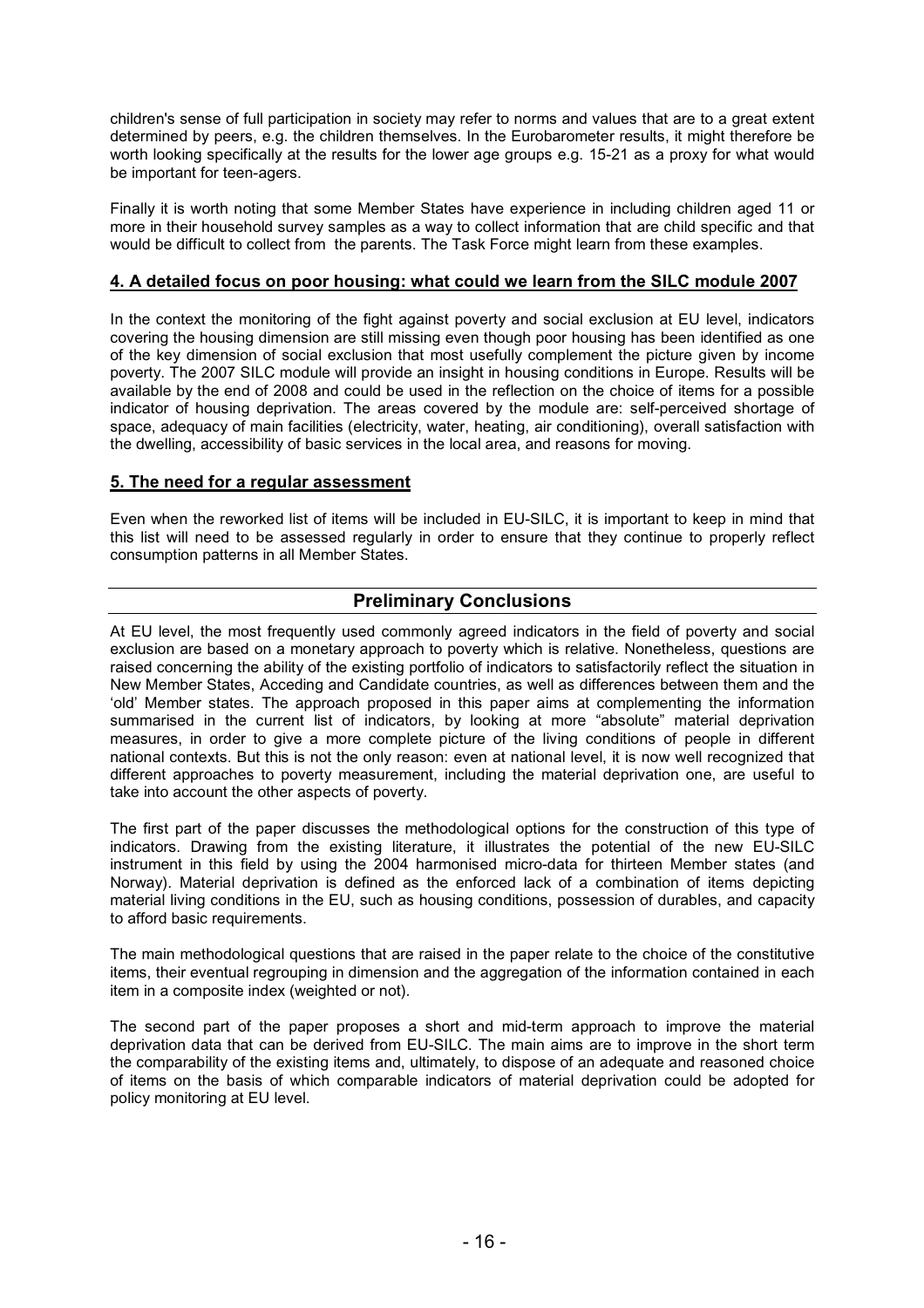children's sense of full participation in society may refer to norms and values that are to a great extent determined by peers, e.g. the children themselves. In the Eurobarometer results, it might therefore be worth looking specifically at the results for the lower age groups e.g. 15-21 as a proxy for what would be important for teen-agers.

Finally it is worth noting that some Member States have experience in including children aged 11 or more in their household survey samples as a way to collect information that are child specific and that would be difficult to collect from the parents. The Task Force might learn from these examples.

## 4. A detailed focus on poor housing: what could we learn from the SILC module 2007

In the context the monitoring of the fight against poverty and social exclusion at EU level, indicators covering the housing dimension are still missing even though poor housing has been identified as one of the key dimension of social exclusion that most usefully complement the picture given by income poverty. The 2007 SILC module will provide an insight in housing conditions in Europe. Results will be available by the end of 2008 and could be used in the reflection on the choice of items for a possible indicator of housing deprivation. The areas covered by the module are: self-perceived shortage of space, adequacy of main facilities (electricity, water, heating, air conditioning), overall satisfaction with the dwelling, accessibility of basic services in the local area, and reasons for moving.

## 5. The need for a regular assessment

Even when the reworked list of items will be included in EU-SILC, it is important to keep in mind that this list will need to be assessed regularly in order to ensure that they continue to properly reflect consumption patterns in all Member States.

# Preliminary Conclusions

At EU level, the most frequently used commonly agreed indicators in the field of poverty and social exclusion are based on a monetary approach to poverty which is relative. Nonetheless, questions are raised concerning the ability of the existing portfolio of indicators to satisfactorily reflect the situation in New Member States, Acceding and Candidate countries, as well as differences between them and the 'old' Member states. The approach proposed in this paper aims at complementing the information summarised in the current list of indicators, by looking at more "absolute" material deprivation measures, in order to give a more complete picture of the living conditions of people in different national contexts. But this is not the only reason: even at national level, it is now well recognized that different approaches to poverty measurement, including the material deprivation one, are useful to take into account the other aspects of poverty.

The first part of the paper discusses the methodological options for the construction of this type of indicators. Drawing from the existing literature, it illustrates the potential of the new EU-SILC instrument in this field by using the 2004 harmonised micro-data for thirteen Member states (and Norway). Material deprivation is defined as the enforced lack of a combination of items depicting material living conditions in the EU, such as housing conditions, possession of durables, and capacity to afford basic requirements.

The main methodological questions that are raised in the paper relate to the choice of the constitutive items, their eventual regrouping in dimension and the aggregation of the information contained in each item in a composite index (weighted or not).

The second part of the paper proposes a short and mid-term approach to improve the material deprivation data that can be derived from EU-SILC. The main aims are to improve in the short term the comparability of the existing items and, ultimately, to dispose of an adequate and reasoned choice of items on the basis of which comparable indicators of material deprivation could be adopted for policy monitoring at EU level.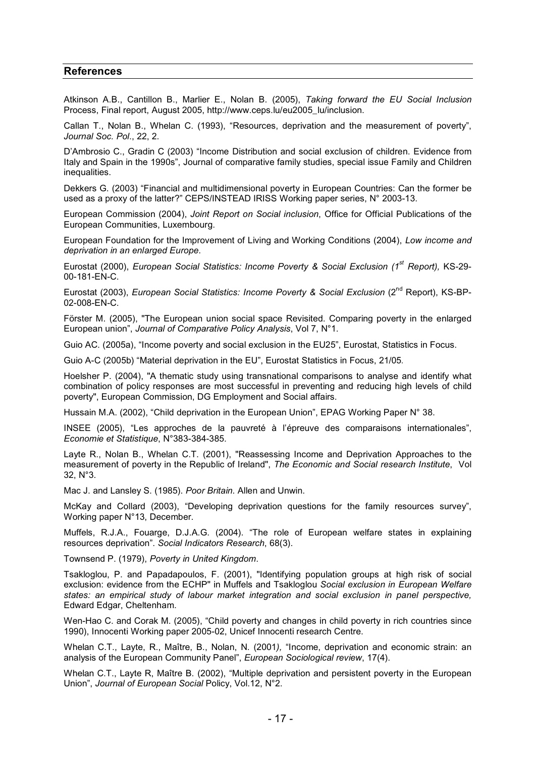## References

Atkinson A.B., Cantillon B., Marlier E., Nolan B. (2005), *Taking forward the EU Social Inclusion* Process, Final report, August 2005, http://www.ceps.lu/eu2005_lu/inclusion.

Callan T., Nolan B., Whelan C. (1993), "Resources, deprivation and the measurement of poverty", *Journal Soc. Pol*., 22, 2.

D'Ambrosio C., Gradin C (2003) "Income Distribution and social exclusion of children. Evidence from Italy and Spain in the 1990s", Journal of comparative family studies, special issue Family and Children inequalities.

Dekkers G. (2003) "Financial and multidimensional poverty in European Countries: Can the former be used as a proxy of the latter?" CEPS/INSTEAD IRISS Working paper series, N° 2003-13.

European Commission (2004), *Joint Report on Social inclusion*, Office for Official Publications of the European Communities, Luxembourg.

European Foundation for the Improvement of Living and Working Conditions (2004), *Low income and deprivation in an enlarged Europe.*

Eurostat (2000), *European Social Statistics: Income Poverty & Social Exclusion (1st Report),* KS-29-00-181-EN-C.

Eurostat (2003), *European Social Statistics: Income Poverty & Social Exclusion* (2nd Report), KS-BP-02-008-EN-C.

Förster M. (2005), "The European union social space Revisited. Comparing poverty in the enlarged European union", *Journal of Comparative Policy Analysis*, Vol 7, N°1.

Guio AC. (2005a), "Income poverty and social exclusion in the EU25", Eurostat, Statistics in Focus.

Guio A-C (2005b) "Material deprivation in the EU", Eurostat Statistics in Focus, 21/05.

Hoelsher P. (2004), "A thematic study using transnational comparisons to analyse and identify what combination of policy responses are most successful in preventing and reducing high levels of child poverty", European Commission, DG Employment and Social affairs.

Hussain M.A. (2002), "Child deprivation in the European Union", EPAG Working Paper N° 38.

INSEE (2005), "Les approches de la pauvreté à l'épreuve des comparaisons internationales", *Economie et Statistique*, N°383-384-385.

Layte R., Nolan B., Whelan C.T. (2001), "Reassessing Income and Deprivation Approaches to the measurement of poverty in the Republic of Ireland", *The Economic and Social research Institute*, Vol 32, N°3.

Mac J. and Lansley S. (1985). *Poor Britain*. Allen and Unwin.

McKay and Collard (2003), "Developing deprivation questions for the family resources survey", Working paper N°13, December.

Muffels, R.J.A., Fouarge, D.J.A.G. (2004). "The role of European welfare states in explaining resources deprivation". *Social Indicators Research*, 68(3).

Townsend P. (1979), *Poverty in United Kingdom*.

Tsakloglou, P. and Papadapoulos, F. (2001), "Identifying population groups at high risk of social exclusion: evidence from the ECHP" in Muffels and Tsakloglou *Social exclusion in European Welfare states: an empirical study of labour market integration and social exclusion in panel perspective,* Edward Edgar, Cheltenham.

Wen-Hao C. and Corak M. (2005), "Child poverty and changes in child poverty in rich countries since 1990), Innocenti Working paper 2005-02, Unicef Innocenti research Centre.

Whelan C.T., Layte, R., Maître, B., Nolan, N. (2001*),* "Income, deprivation and economic strain: an analysis of the European Community Panel", *European Sociological review*, 17(4).

Whelan C.T., Layte R, Maître B. (2002), "Multiple deprivation and persistent poverty in the European Union", *Journal of European Social* Policy, Vol.12, N°2.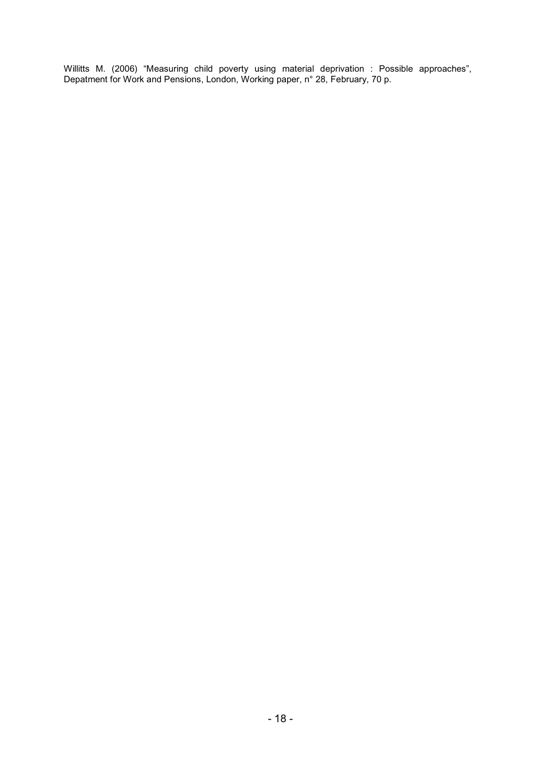Willitts M. (2006) “Measuring child poverty using material deprivation : Possible approaches”, Depatment for Work and Pensions, London, Working paper, n° 28, February, 70 p.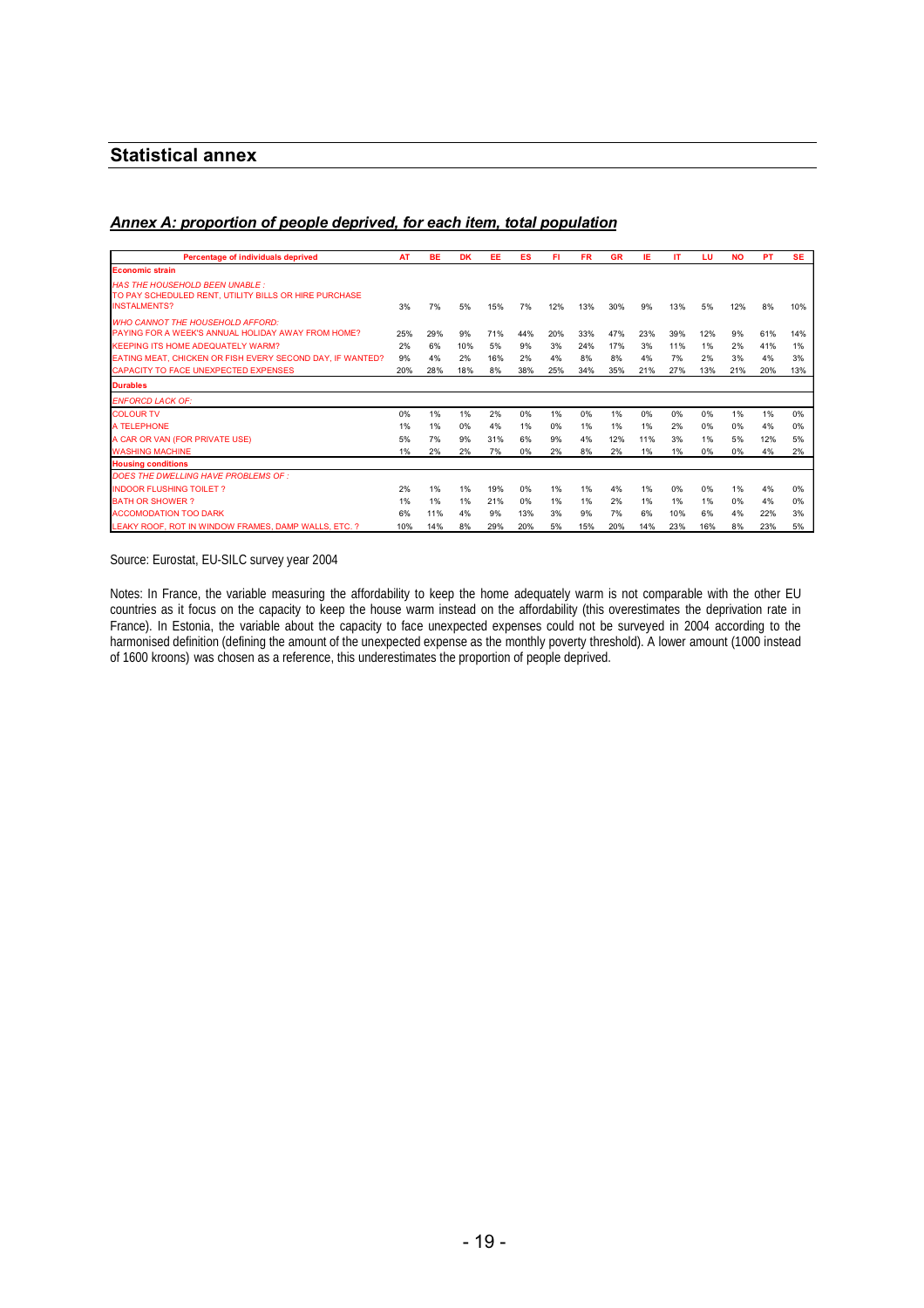## Statistical annex

### *Annex A: proportion of people deprived, for each item, total population*

| Percentage of individuals deprived | AT | BE | DK | EE | ES | FI | FR | GR | IE | IT | LU | NO | PT | SE |
|---|---|---|---|---|---|---|---|---|---|---|---|---|---|---|
| **Economic strain** | | | | | | | | | | | | | | |
| *HAS THE HOUSEHOLD BEEN UNABLE :* TO PAY SCHEDULED RENT, UTILITY BILLS OR HIRE PURCHASE INSTALMENTS? | 3% | 7% | 5% | 15% | 7% | 12% | 13% | 30% | 9% | 13% | 5% | 12% | 8% | 10% |
| *WHO CANNOT THE HOUSEHOLD AFFORD:* PAYING FOR A WEEK'S ANNUAL HOLIDAY AWAY FROM HOME? | 25% | 29% | 9% | 71% | 44% | 20% | 33% | 47% | 23% | 39% | 12% | 9% | 61% | 14% |
| KEEPING ITS HOME ADEQUATELY WARM? | 2% | 6% | 10% | 5% | 9% | 3% | 24% | 17% | 3% | 11% | 1% | 2% | 41% | 1% |
| EATING MEAT, CHICKEN OR FISH EVERY SECOND DAY, IF WANTED? | 9% | 4% | 2% | 16% | 2% | 4% | 8% | 8% | 4% | 7% | 2% | 3% | 4% | 3% |
| CAPACITY TO FACE UNEXPECTED EXPENSES | 20% | 28% | 18% | 8% | 38% | 25% | 34% | 35% | 21% | 27% | 13% | 21% | 20% | 13% |
| **Durables** | | | | | | | | | | | | | | |
| *ENFORCD LACK OF:* | | | | | | | | | | | | | | |
| COLOUR TV | 0% | 1% | 1% | 2% | 0% | 1% | 0% | 1% | 0% | 0% | 0% | 1% | 1% | 0% |
| A TELEPHONE | 1% | 1% | 0% | 4% | 1% | 0% | 1% | 1% | 1% | 2% | 0% | 0% | 4% | 0% |
| A CAR OR VAN (FOR PRIVATE USE) | 5% | 7% | 9% | 31% | 6% | 9% | 4% | 12% | 11% | 3% | 1% | 5% | 12% | 5% |
| WASHING MACHINE | 1% | 2% | 2% | 7% | 0% | 2% | 8% | 2% | 1% | 1% | 0% | 0% | 4% | 2% |
| **Housing conditions** | | | | | | | | | | | | | | |
| *DOES THE DWELLING HAVE PROBLEMS OF :* | | | | | | | | | | | | | | |
| INDOOR FLUSHING TOILET ? | 2% | 1% | 1% | 19% | 0% | 1% | 1% | 4% | 1% | 0% | 0% | 1% | 4% | 0% |
| BATH OR SHOWER ? | 1% | 1% | 1% | 21% | 0% | 1% | 1% | 2% | 1% | 1% | 1% | 0% | 4% | 0% |
| ACCOMODATION TOO DARK | 6% | 11% | 4% | 9% | 13% | 3% | 9% | 7% | 6% | 10% | 6% | 4% | 22% | 3% |
| LEAKY ROOF, ROT IN WINDOW FRAMES, DAMP WALLS, ETC. ? | 10% | 14% | 8% | 29% | 20% | 5% | 15% | 20% | 14% | 23% | 16% | 8% | 23% | 5% |

Source: Eurostat, EU-SILC survey year 2004

Notes: In France, the variable measuring the affordability to keep the home adequately warm is not comparable with the other EU countries as it focus on the capacity to keep the house warm instead on the affordability (this overestimates the deprivation rate in France). In Estonia, the variable about the capacity to face unexpected expenses could not be surveyed in 2004 according to the harmonised definition (defining the amount of the unexpected expense as the monthly poverty threshold). A lower amount (1000 instead of 1600 kroons) was chosen as a reference, this underestimates the proportion of people deprived.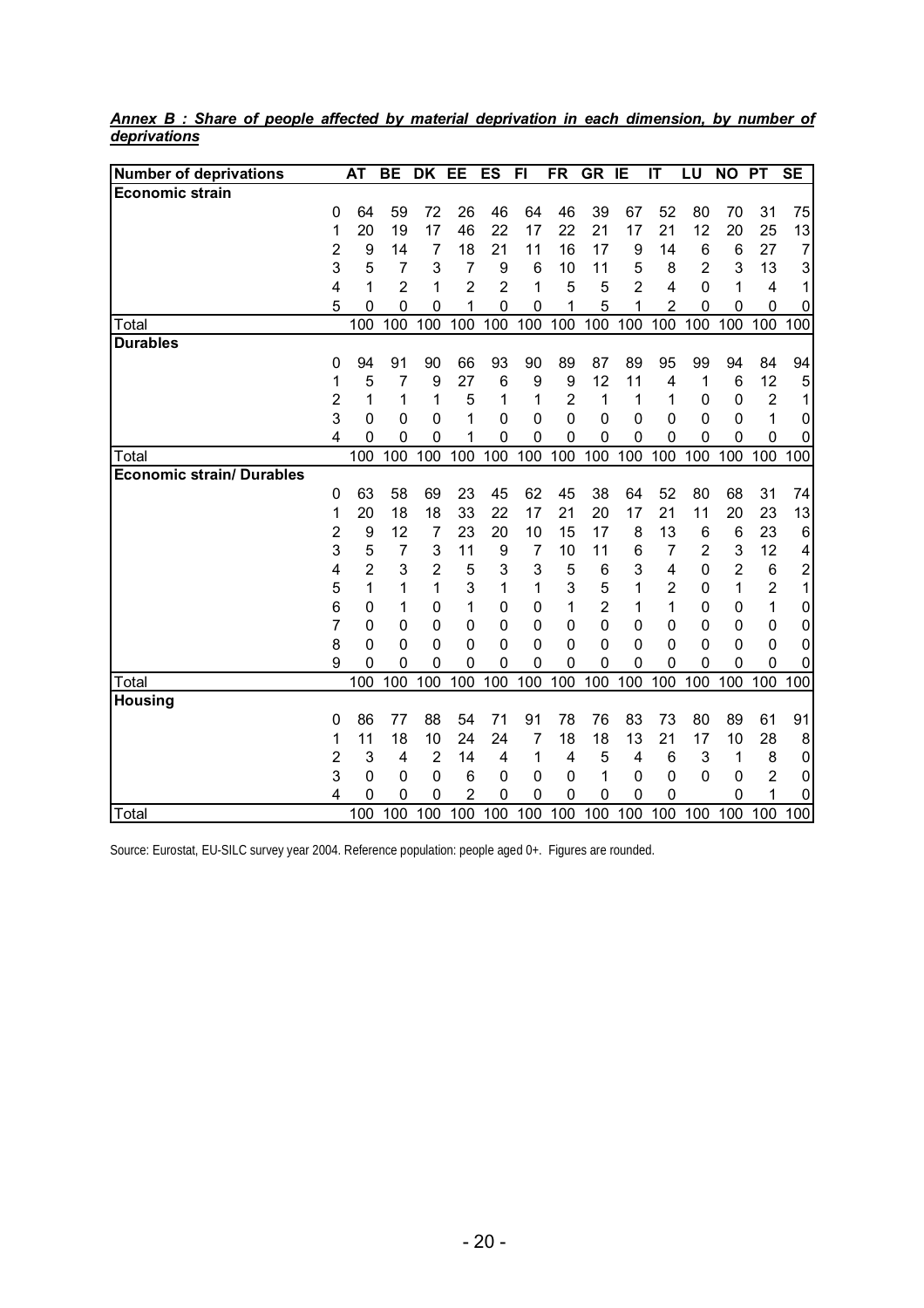***Annex B : Share of people affected by material deprivation in each dimension, by number of deprivations***

| Number of deprivations | | AT | BE | DK | EE | ES | FI | FR | GR | IE | IT | LU | NO | PT | SE |
|---|---|---|---|---|---|---|---|---|---|---|---|---|---|---|---|
| **Economic strain** | | | | | | | | | | | | | | | |
| | 0 | 64 | 59 | 72 | 26 | 46 | 64 | 46 | 39 | 67 | 52 | 80 | 70 | 31 | 75 |
| | 1 | 20 | 19 | 17 | 46 | 22 | 17 | 22 | 21 | 17 | 21 | 12 | 20 | 25 | 13 |
| | 2 | 9 | 14 | 7 | 18 | 21 | 11 | 16 | 17 | 9 | 14 | 6 | 6 | 27 | 7 |
| | 3 | 5 | 7 | 3 | 7 | 9 | 6 | 10 | 11 | 5 | 8 | 2 | 3 | 13 | 3 |
| | 4 | 1 | 2 | 1 | 2 | 2 | 1 | 5 | 5 | 2 | 4 | 0 | 1 | 4 | 1 |
| | 5 | 0 | 0 | 0 | 1 | 0 | 0 | 1 | 5 | 1 | 2 | 0 | 0 | 0 | 0 |
| Total | | 100 | 100 | 100 | 100 | 100 | 100 | 100 | 100 | 100 | 100 | 100 | 100 | 100 | 100 |
| **Durables** | | | | | | | | | | | | | | | |
| | 0 | 94 | 91 | 90 | 66 | 93 | 90 | 89 | 87 | 89 | 95 | 99 | 94 | 84 | 94 |
| | 1 | 5 | 7 | 9 | 27 | 6 | 9 | 9 | 12 | 11 | 4 | 1 | 6 | 12 | 5 |
| | 2 | 1 | 1 | 1 | 5 | 1 | 1 | 2 | 1 | 1 | 1 | 0 | 0 | 2 | 1 |
| | 3 | 0 | 0 | 0 | 1 | 0 | 0 | 0 | 0 | 0 | 0 | 0 | 0 | 1 | 0 |
| | 4 | 0 | 0 | 0 | 1 | 0 | 0 | 0 | 0 | 0 | 0 | 0 | 0 | 0 | 0 |
| Total | | 100 | 100 | 100 | 100 | 100 | 100 | 100 | 100 | 100 | 100 | 100 | 100 | 100 | 100 |
| **Economic strain/ Durables** | | | | | | | | | | | | | | | |
| | 0 | 63 | 58 | 69 | 23 | 45 | 62 | 45 | 38 | 64 | 52 | 80 | 68 | 31 | 74 |
| | 1 | 20 | 18 | 18 | 33 | 22 | 17 | 21 | 20 | 17 | 21 | 11 | 20 | 23 | 13 |
| | 2 | 9 | 12 | 7 | 23 | 20 | 10 | 15 | 17 | 8 | 13 | 6 | 6 | 23 | 6 |
| | 3 | 5 | 7 | 3 | 11 | 9 | 7 | 10 | 11 | 6 | 7 | 2 | 3 | 12 | 4 |
| | 4 | 2 | 3 | 2 | 5 | 3 | 3 | 5 | 6 | 3 | 4 | 0 | 2 | 6 | 2 |
| | 5 | 1 | 1 | 1 | 3 | 1 | 1 | 3 | 5 | 1 | 2 | 0 | 1 | 2 | 1 |
| | 6 | 0 | 1 | 0 | 1 | 0 | 0 | 1 | 2 | 1 | 1 | 0 | 0 | 1 | 0 |
| | 7 | 0 | 0 | 0 | 0 | 0 | 0 | 0 | 0 | 0 | 0 | 0 | 0 | 0 | 0 |
| | 8 | 0 | 0 | 0 | 0 | 0 | 0 | 0 | 0 | 0 | 0 | 0 | 0 | 0 | 0 |
| | 9 | 0 | 0 | 0 | 0 | 0 | 0 | 0 | 0 | 0 | 0 | 0 | 0 | 0 | 0 |
| Total | | 100 | 100 | 100 | 100 | 100 | 100 | 100 | 100 | 100 | 100 | 100 | 100 | 100 | 100 |
| **Housing** | | | | | | | | | | | | | | | |
| | 0 | 86 | 77 | 88 | 54 | 71 | 91 | 78 | 76 | 83 | 73 | 80 | 89 | 61 | 91 |
| | 1 | 11 | 18 | 10 | 24 | 24 | 7 | 18 | 18 | 13 | 21 | 17 | 10 | 28 | 8 |
| | 2 | 3 | 4 | 2 | 14 | 4 | 1 | 4 | 5 | 4 | 6 | 3 | 1 | 8 | 0 |
| | 3 | 0 | 0 | 0 | 6 | 0 | 0 | 0 | 1 | 0 | 0 | 0 | 0 | 2 | 0 |
| | 4 | 0 | 0 | 0 | 2 | 0 | 0 | 0 | 0 | 0 | 0 | | 0 | 1 | 0 |
| Total | | 100 | 100 | 100 | 100 | 100 | 100 | 100 | 100 | 100 | 100 | 100 | 100 | 100 | 100 |

Source: Eurostat, EU-SILC survey year 2004. Reference population: people aged 0+. Figures are rounded.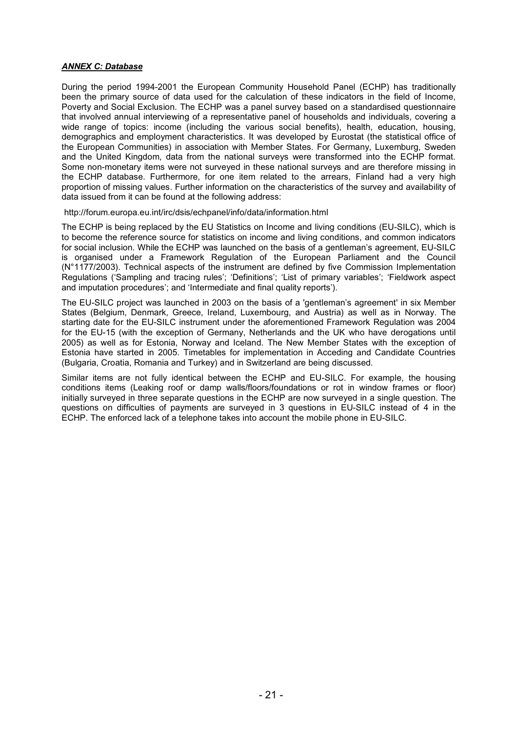***ANNEX C: Database***

During the period 1994-2001 the European Community Household Panel (ECHP) has traditionally been the primary source of data used for the calculation of these indicators in the field of Income, Poverty and Social Exclusion. The ECHP was a panel survey based on a standardised questionnaire that involved annual interviewing of a representative panel of households and individuals, covering a wide range of topics: income (including the various social benefits), health, education, housing, demographics and employment characteristics. It was developed by Eurostat (the statistical office of the European Communities) in association with Member States. For Germany, Luxemburg, Sweden and the United Kingdom, data from the national surveys were transformed into the ECHP format. Some non-monetary items were not surveyed in these national surveys and are therefore missing in the ECHP database. Furthermore, for one item related to the arrears, Finland had a very high proportion of missing values. Further information on the characteristics of the survey and availability of data issued from it can be found at the following address:

http://forum.europa.eu.int/irc/dsis/echpanel/info/data/information.html

The ECHP is being replaced by the EU Statistics on Income and living conditions (EU-SILC), which is to become the reference source for statistics on income and living conditions, and common indicators for social inclusion. While the ECHP was launched on the basis of a gentleman's agreement, EU-SILC is organised under a Framework Regulation of the European Parliament and the Council (N°1177/2003). Technical aspects of the instrument are defined by five Commission Implementation Regulations ('Sampling and tracing rules'; 'Definitions'; 'List of primary variables'; 'Fieldwork aspect and imputation procedures'; and 'Intermediate and final quality reports').

The EU-SILC project was launched in 2003 on the basis of a 'gentleman's agreement' in six Member States (Belgium, Denmark, Greece, Ireland, Luxembourg, and Austria) as well as in Norway. The starting date for the EU-SILC instrument under the aforementioned Framework Regulation was 2004 for the EU-15 (with the exception of Germany, Netherlands and the UK who have derogations until 2005) as well as for Estonia, Norway and Iceland. The New Member States with the exception of Estonia have started in 2005. Timetables for implementation in Acceding and Candidate Countries (Bulgaria, Croatia, Romania and Turkey) and in Switzerland are being discussed.

Similar items are not fully identical between the ECHP and EU-SILC. For example, the housing conditions items (Leaking roof or damp walls/floors/foundations or rot in window frames or floor) initially surveyed in three separate questions in the ECHP are now surveyed in a single question. The questions on difficulties of payments are surveyed in 3 questions in EU-SILC instead of 4 in the ECHP. The enforced lack of a telephone takes into account the mobile phone in EU-SILC.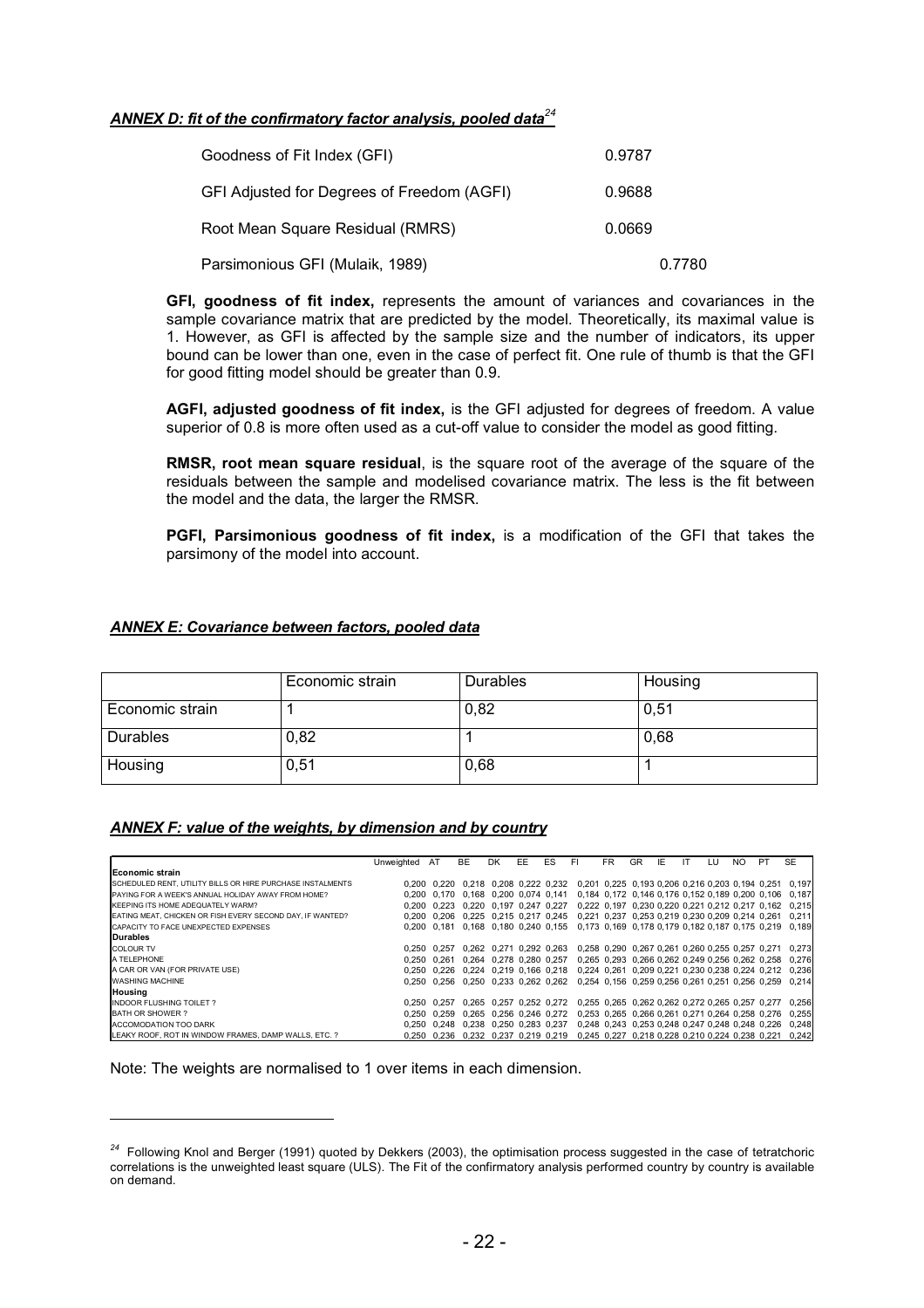## *ANNEX D: fit of the confirmatory factor analysis, pooled data*[24]

| | |
|---|---|
| Goodness of Fit Index (GFI) | 0.9787 |
| GFI Adjusted for Degrees of Freedom (AGFI) | 0.9688 |
| Root Mean Square Residual (RMRS) | 0.0669 |
| Parsimonious GFI (Mulaik, 1989) | 0.7780 |

**GFI, goodness of fit index,** represents the amount of variances and covariances in the sample covariance matrix that are predicted by the model. Theoretically, its maximal value is 1. However, as GFI is affected by the sample size and the number of indicators, its upper bound can be lower than one, even in the case of perfect fit. One rule of thumb is that the GFI for good fitting model should be greater than 0.9.

**AGFI, adjusted goodness of fit index,** is the GFI adjusted for degrees of freedom. A value superior of 0.8 is more often used as a cut-off value to consider the model as good fitting.

**RMSR, root mean square residual**, is the square root of the average of the square of the residuals between the sample and modelised covariance matrix. The less is the fit between the model and the data, the larger the RMSR.

**PGFI, Parsimonious goodness of fit index,** is a modification of the GFI that takes the parsimony of the model into account.

## *ANNEX E: Covariance between factors, pooled data*

| | Economic strain | Durables | Housing |
|---|---|---|---|
| Economic strain | 1 | 0,82 | 0,51 |
| Durables | 0,82 | 1 | 0,68 |
| Housing | 0,51 | 0,68 | 1 |

## *ANNEX F: value of the weights, by dimension and by country*

| | Unweighted | AT | BE | DK | EE | ES | FI | FR | GR | IE | IT | LU | NO | PT | SE |
|---|---|---|---|---|---|---|---|---|---|---|---|---|---|---|---|
| **Economic strain** | | | | | | | | | | | | | | | |
| SCHEDULED RENT, UTILITY BILLS OR HIRE PURCHASE INSTALMENTS | 0,200 | 0,220 | 0,218 | 0,208 | 0,222 | 0,232 | 0,201 | 0,225 | 0,193 | 0,206 | 0,216 | 0,203 | 0,194 | 0,251 | 0,197 |
| PAYING FOR A WEEK'S ANNUAL HOLIDAY AWAY FROM HOME? | 0,200 | 0,170 | 0,168 | 0,200 | 0,074 | 0,141 | 0,184 | 0,172 | 0,146 | 0,176 | 0,152 | 0,189 | 0,200 | 0,106 | 0,187 |
| KEEPING ITS HOME ADEQUATELY WARM? | 0,200 | 0,223 | 0,220 | 0,197 | 0,247 | 0,227 | 0,222 | 0,197 | 0,230 | 0,220 | 0,221 | 0,212 | 0,217 | 0,162 | 0,215 |
| EATING MEAT, CHICKEN OR FISH EVERY SECOND DAY, IF WANTED? | 0,200 | 0,206 | 0,225 | 0,215 | 0,217 | 0,245 | 0,221 | 0,237 | 0,253 | 0,219 | 0,230 | 0,209 | 0,214 | 0,261 | 0,211 |
| CAPACITY TO FACE UNEXPECTED EXPENSES | 0,200 | 0,181 | 0,168 | 0,180 | 0,240 | 0,155 | 0,173 | 0,169 | 0,178 | 0,179 | 0,182 | 0,187 | 0,175 | 0,219 | 0,189 |
| **Durables** | | | | | | | | | | | | | | | |
| COLOUR TV | 0,250 | 0,257 | 0,262 | 0,271 | 0,292 | 0,263 | 0,258 | 0,290 | 0,267 | 0,261 | 0,260 | 0,255 | 0,257 | 0,271 | 0,273 |
| A TELEPHONE | 0,250 | 0,261 | 0,264 | 0,278 | 0,280 | 0,257 | 0,265 | 0,293 | 0,266 | 0,262 | 0,249 | 0,256 | 0,262 | 0,258 | 0,276 |
| A CAR OR VAN (FOR PRIVATE USE) | 0,250 | 0,226 | 0,224 | 0,219 | 0,166 | 0,218 | 0,224 | 0,261 | 0,209 | 0,221 | 0,230 | 0,238 | 0,224 | 0,212 | 0,236 |
| WASHING MACHINE | 0,250 | 0,256 | 0,250 | 0,233 | 0,262 | 0,262 | 0,254 | 0,156 | 0,259 | 0,256 | 0,261 | 0,251 | 0,256 | 0,259 | 0,214 |
| **Housing** | | | | | | | | | | | | | | | |
| INDOOR FLUSHING TOILET ? | 0,250 | 0,257 | 0,265 | 0,257 | 0,252 | 0,272 | 0,255 | 0,265 | 0,262 | 0,262 | 0,272 | 0,265 | 0,257 | 0,277 | 0,256 |
| BATH OR SHOWER ? | 0,250 | 0,259 | 0,265 | 0,256 | 0,246 | 0,272 | 0,253 | 0,265 | 0,266 | 0,261 | 0,271 | 0,264 | 0,258 | 0,276 | 0,255 |
| ACCOMODATION TOO DARK | 0,250 | 0,248 | 0,238 | 0,250 | 0,283 | 0,237 | 0,248 | 0,243 | 0,253 | 0,248 | 0,247 | 0,248 | 0,248 | 0,226 | 0,248 |
| LEAKY ROOF, ROT IN WINDOW FRAMES, DAMP WALLS, ETC. ? | 0,250 | 0,236 | 0,232 | 0,237 | 0,219 | 0,219 | 0,245 | 0,227 | 0,218 | 0,228 | 0,210 | 0,224 | 0,238 | 0,221 | 0,242 |

Note: The weights are normalised to 1 over items in each dimension.

[24] Following Knol and Berger (1991) quoted by Dekkers (2003), the optimisation process suggested in the case of tetratchoric correlations is the unweighted least square (ULS). The Fit of the confirmatory analysis performed country by country is available on demand.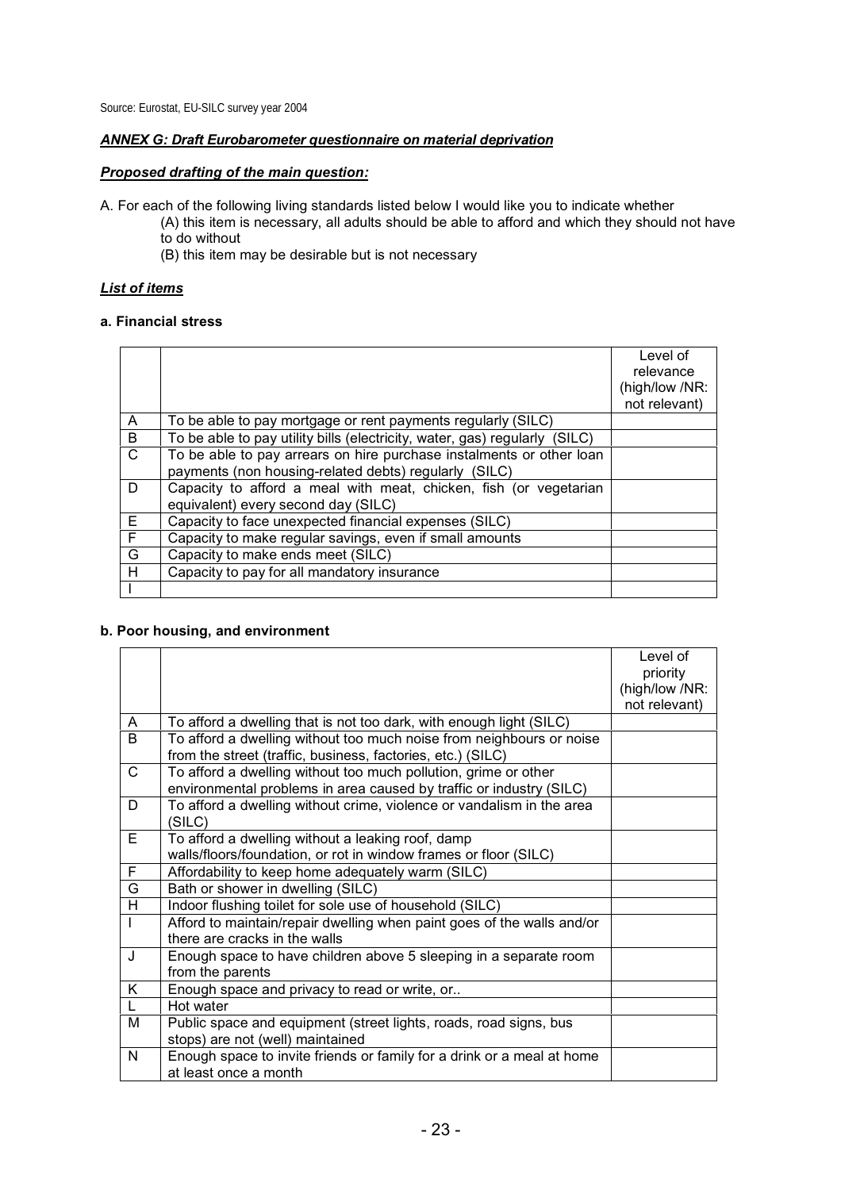Source: Eurostat, EU-SILC survey year 2004

***ANNEX G: Draft Eurobarometer questionnaire on material deprivation***

***Proposed drafting of the main question:***

A. For each of the following living standards listed below I would like you to indicate whether
(A) this item is necessary, all adults should be able to afford and which they should not have to do without
(B) this item may be desirable but is not necessary

***List of items***

**a. Financial stress**

| | | Level of relevance (high/low /NR: not relevant) |
|---|---|---|
| A | To be able to pay mortgage or rent payments regularly (SILC) | |
| B | To be able to pay utility bills (electricity, water, gas) regularly (SILC) | |
| C | To be able to pay arrears on hire purchase instalments or other loan payments (non housing-related debts) regularly (SILC) | |
| D | Capacity to afford a meal with meat, chicken, fish (or vegetarian equivalent) every second day (SILC) | |
| E | Capacity to face unexpected financial expenses (SILC) | |
| F | Capacity to make regular savings, even if small amounts | |
| G | Capacity to make ends meet (SILC) | |
| H | Capacity to pay for all mandatory insurance | |
| I | | |

**b. Poor housing, and environment**

| | | Level of priority (high/low /NR: not relevant) |
|---|---|---|
| A | To afford a dwelling that is not too dark, with enough light (SILC) | |
| B | To afford a dwelling without too much noise from neighbours or noise from the street (traffic, business, factories, etc.) (SILC) | |
| C | To afford a dwelling without too much pollution, grime or other environmental problems in area caused by traffic or industry (SILC) | |
| D | To afford a dwelling without crime, violence or vandalism in the area (SILC) | |
| E | To afford a dwelling without a leaking roof, damp walls/floors/foundation, or rot in window frames or floor (SILC) | |
| F | Affordability to keep home adequately warm (SILC) | |
| G | Bath or shower in dwelling (SILC) | |
| H | Indoor flushing toilet for sole use of household (SILC) | |
| I | Afford to maintain/repair dwelling when paint goes of the walls and/or there are cracks in the walls | |
| J | Enough space to have children above 5 sleeping in a separate room from the parents | |
| K | Enough space and privacy to read or write, or.. | |
| L | Hot water | |
| M | Public space and equipment (street lights, roads, road signs, bus stops) are not (well) maintained | |
| N | Enough space to invite friends or family for a drink or a meal at home at least once a month | |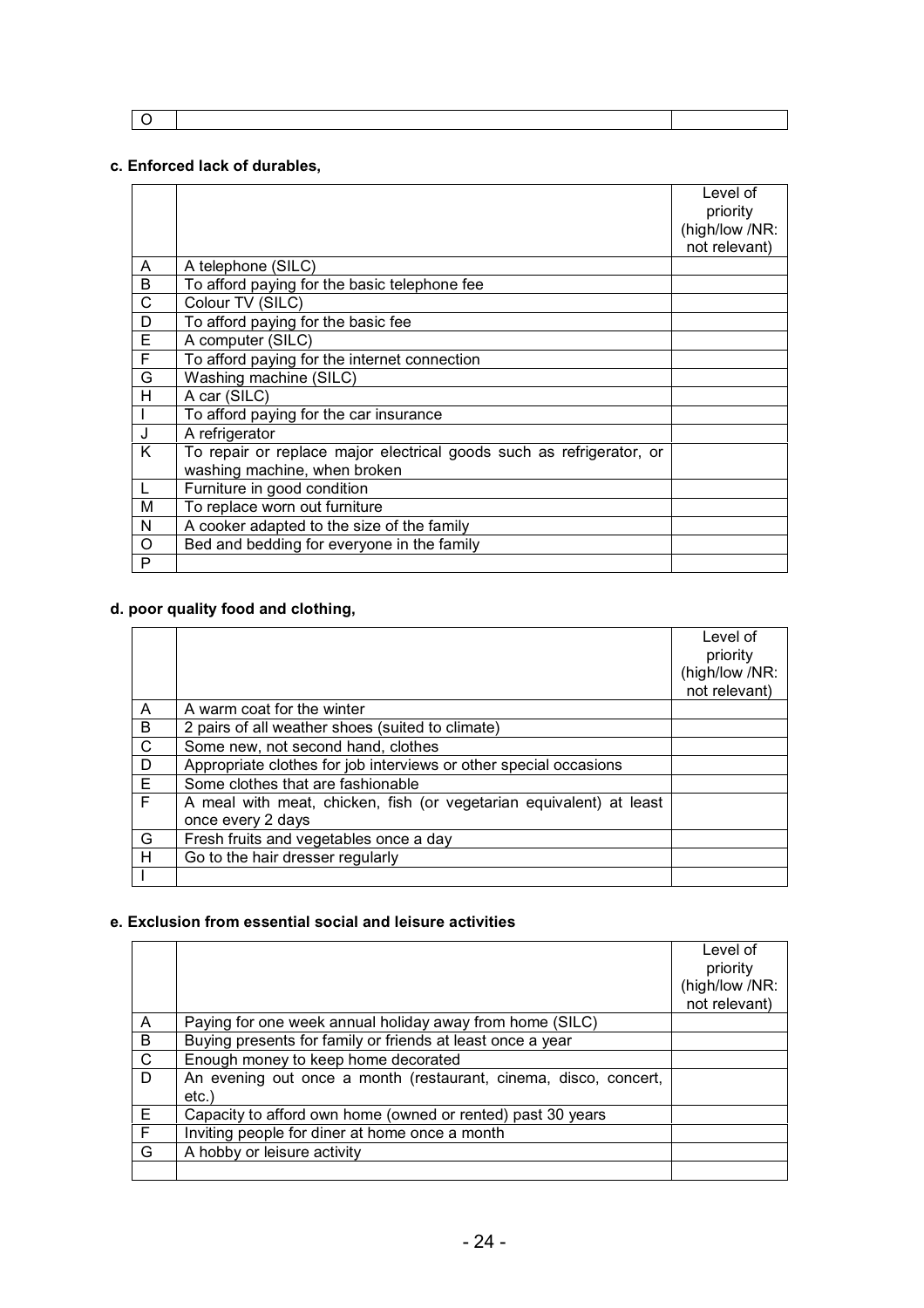| O | | |
|---|---|---|

**c. Enforced lack of durables,**

| | | Level of priority (high/low /NR: not relevant) |
|---|---|---|
| A | A telephone (SILC) | |
| B | To afford paying for the basic telephone fee | |
| C | Colour TV (SILC) | |
| D | To afford paying for the basic fee | |
| E | A computer (SILC) | |
| F | To afford paying for the internet connection | |
| G | Washing machine (SILC) | |
| H | A car (SILC) | |
| I | To afford paying for the car insurance | |
| J | A refrigerator | |
| K | To repair or replace major electrical goods such as refrigerator, or washing machine, when broken | |
| L | Furniture in good condition | |
| M | To replace worn out furniture | |
| N | A cooker adapted to the size of the family | |
| O | Bed and bedding for everyone in the family | |
| P | | |

**d. poor quality food and clothing,**

| | | Level of priority (high/low /NR: not relevant) |
|---|---|---|
| A | A warm coat for the winter | |
| B | 2 pairs of all weather shoes (suited to climate) | |
| C | Some new, not second hand, clothes | |
| D | Appropriate clothes for job interviews or other special occasions | |
| E | Some clothes that are fashionable | |
| F | A meal with meat, chicken, fish (or vegetarian equivalent) at least once every 2 days | |
| G | Fresh fruits and vegetables once a day | |
| H | Go to the hair dresser regularly | |
| I | | |

**e. Exclusion from essential social and leisure activities**

| | | Level of priority (high/low /NR: not relevant) |
|---|---|---|
| A | Paying for one week annual holiday away from home (SILC) | |
| B | Buying presents for family or friends at least once a year | |
| C | Enough money to keep home decorated | |
| D | An evening out once a month (restaurant, cinema, disco, concert, etc.) | |
| E | Capacity to afford own home (owned or rented) past 30 years | |
| F | Inviting people for diner at home once a month | |
| G | A hobby or leisure activity | |
| | | |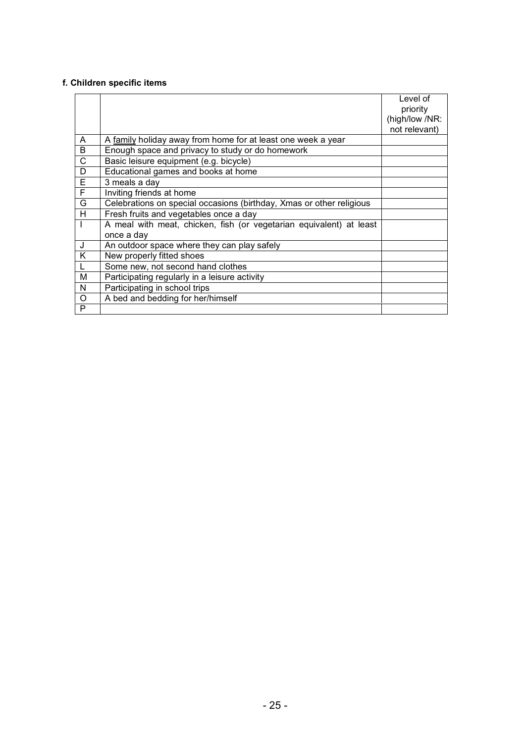**f. Children specific items**

| | | Level of priority (high/low /NR: not relevant) |
|---|---|---|
| A | A family holiday away from home for at least one week a year | |
| B | Enough space and privacy to study or do homework | |
| C | Basic leisure equipment (e.g. bicycle) | |
| D | Educational games and books at home | |
| E | 3 meals a day | |
| F | Inviting friends at home | |
| G | Celebrations on special occasions (birthday, Xmas or other religious | |
| H | Fresh fruits and vegetables once a day | |
| I | A meal with meat, chicken, fish (or vegetarian equivalent) at least once a day | |
| J | An outdoor space where they can play safely | |
| K | New properly fitted shoes | |
| L | Some new, not second hand clothes | |
| M | Participating regularly in a leisure activity | |
| N | Participating in school trips | |
| O | A bed and bedding for her/himself | |
| P | | |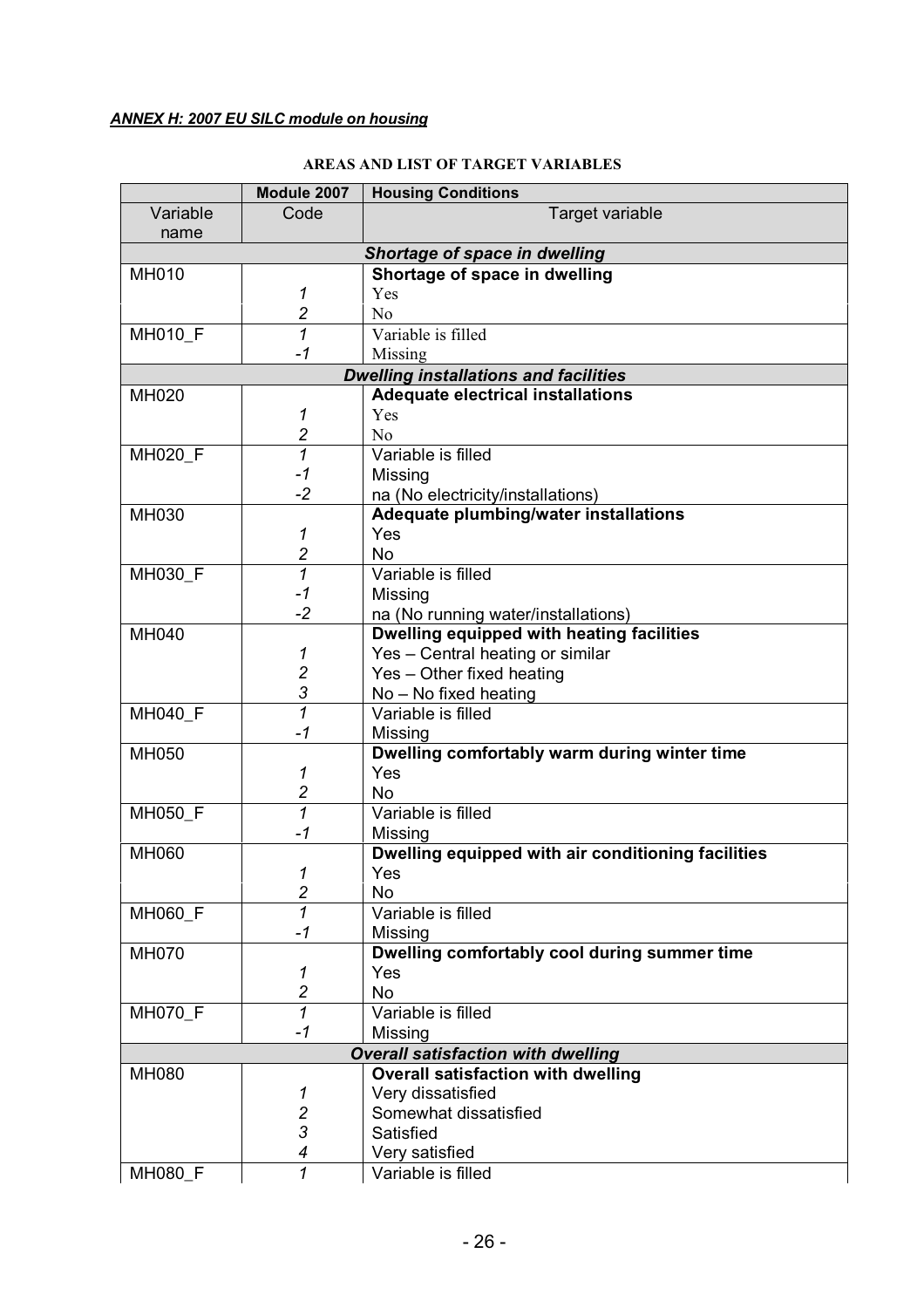***ANNEX H: 2007 EU SILC module on housing***

**AREAS AND LIST OF TARGET VARIABLES**

| | **Module 2007** | **Housing Conditions** |
|---|---|---|
| Variable name | Code | Target variable |
| | | ***Shortage of space in dwelling*** |
| MH010 | | **Shortage of space in dwelling** |
| | *1* | Yes |
| | *2* | No |
| MH010_F | *1* | Variable is filled |
| | *-1* | Missing |
| | | ***Dwelling installations and facilities*** |
| MH020 | | **Adequate electrical installations** |
| | *1* | Yes |
| | *2* | No |
| MH020_F | *1* | Variable is filled |
| | *-1* | Missing |
| | *-2* | na (No electricity/installations) |
| MH030 | | **Adequate plumbing/water installations** |
| | *1* | Yes |
| | *2* | No |
| MH030_F | *1* | Variable is filled |
| | *-1* | Missing |
| | *-2* | na (No running water/installations) |
| MH040 | | **Dwelling equipped with heating facilities** |
| | *1* | Yes – Central heating or similar |
| | *2* | Yes – Other fixed heating |
| | *3* | No – No fixed heating |
| MH040_F | *1* | Variable is filled |
| | *-1* | Missing |
| MH050 | | **Dwelling comfortably warm during winter time** |
| | *1* | Yes |
| | *2* | No |
| MH050_F | *1* | Variable is filled |
| | *-1* | Missing |
| MH060 | | **Dwelling equipped with air conditioning facilities** |
| | *1* | Yes |
| | *2* | No |
| MH060_F | *1* | Variable is filled |
| | *-1* | Missing |
| MH070 | | **Dwelling comfortably cool during summer time** |
| | *1* | Yes |
| | *2* | No |
| MH070_F | *1* | Variable is filled |
| | *-1* | Missing |
| | | ***Overall satisfaction with dwelling*** |
| MH080 | | **Overall satisfaction with dwelling** |
| | *1* | Very dissatisfied |
| | *2* | Somewhat dissatisfied |
| | *3* | Satisfied |
| | *4* | Very satisfied |
| MH080_F | *1* | Variable is filled |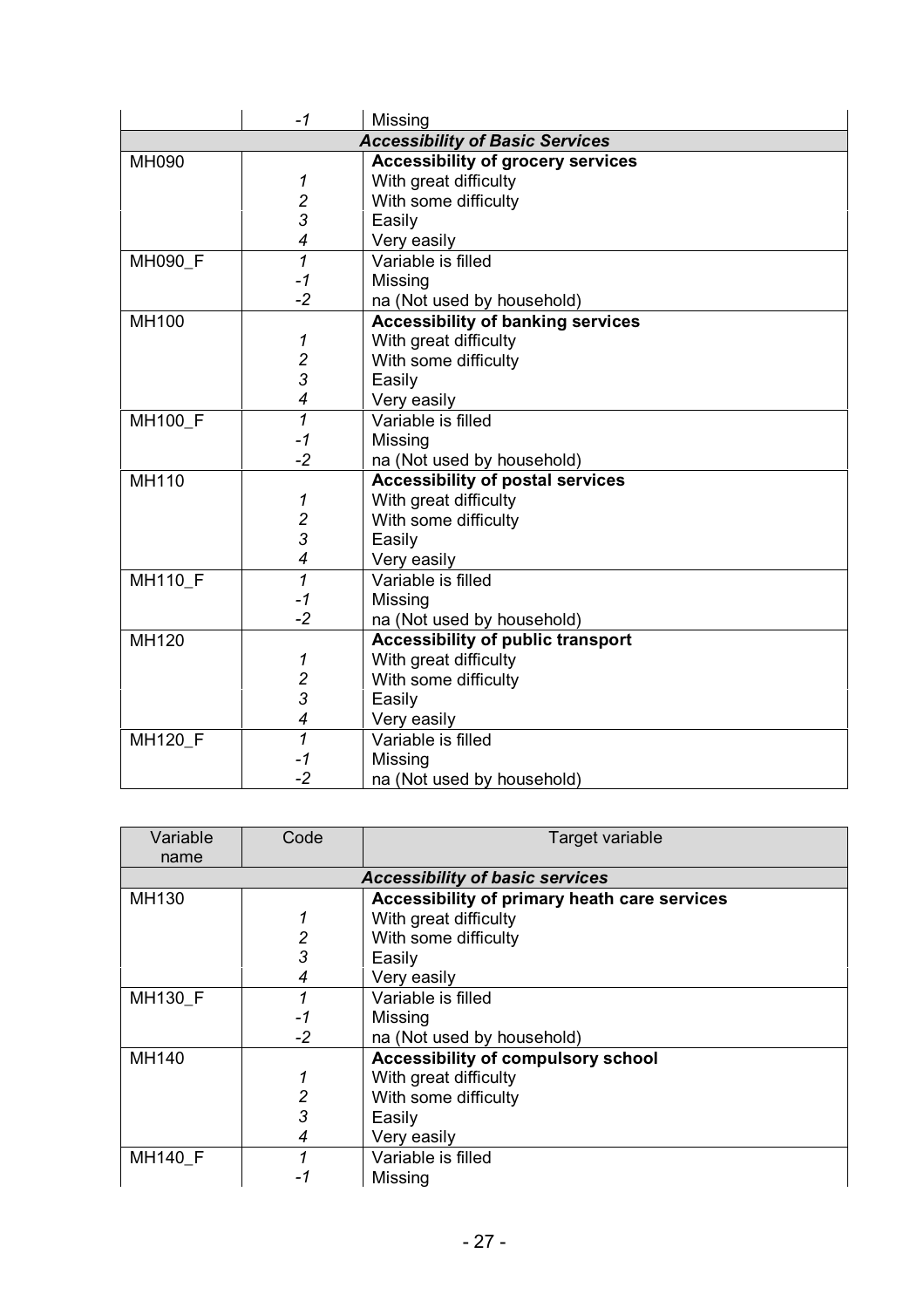|  | -1 | Missing |
|---|---|---|
|  |  | ***Accessibility of Basic Services*** |
| MH090 |  | **Accessibility of grocery services** |
|  | 1 | With great difficulty |
|  | 2 | With some difficulty |
|  | 3 | Easily |
|  | 4 | Very easily |
| MH090_F | 1 | Variable is filled |
|  | -1 | Missing |
|  | -2 | na (Not used by household) |
| MH100 |  | **Accessibility of banking services** |
|  | 1 | With great difficulty |
|  | 2 | With some difficulty |
|  | 3 | Easily |
|  | 4 | Very easily |
| MH100_F | 1 | Variable is filled |
|  | -1 | Missing |
|  | -2 | na (Not used by household) |
| MH110 |  | **Accessibility of postal services** |
|  | 1 | With great difficulty |
|  | 2 | With some difficulty |
|  | 3 | Easily |
|  | 4 | Very easily |
| MH110_F | 1 | Variable is filled |
|  | -1 | Missing |
|  | -2 | na (Not used by household) |
| MH120 |  | **Accessibility of public transport** |
|  | 1 | With great difficulty |
|  | 2 | With some difficulty |
|  | 3 | Easily |
|  | 4 | Very easily |
| MH120_F | 1 | Variable is filled |
|  | -1 | Missing |
|  | -2 | na (Not used by household) |

| Variable name | Code | Target variable |
|---|---|---|
|  |  | ***Accessibility of basic services*** |
| MH130 |  | **Accessibility of primary heath care services** |
|  | 1 | With great difficulty |
|  | 2 | With some difficulty |
|  | 3 | Easily |
|  | 4 | Very easily |
| MH130_F | 1 | Variable is filled |
|  | -1 | Missing |
|  | -2 | na (Not used by household) |
| MH140 |  | **Accessibility of compulsory school** |
|  | 1 | With great difficulty |
|  | 2 | With some difficulty |
|  | 3 | Easily |
|  | 4 | Very easily |
| MH140_F | 1 | Variable is filled |
|  | -1 | Missing |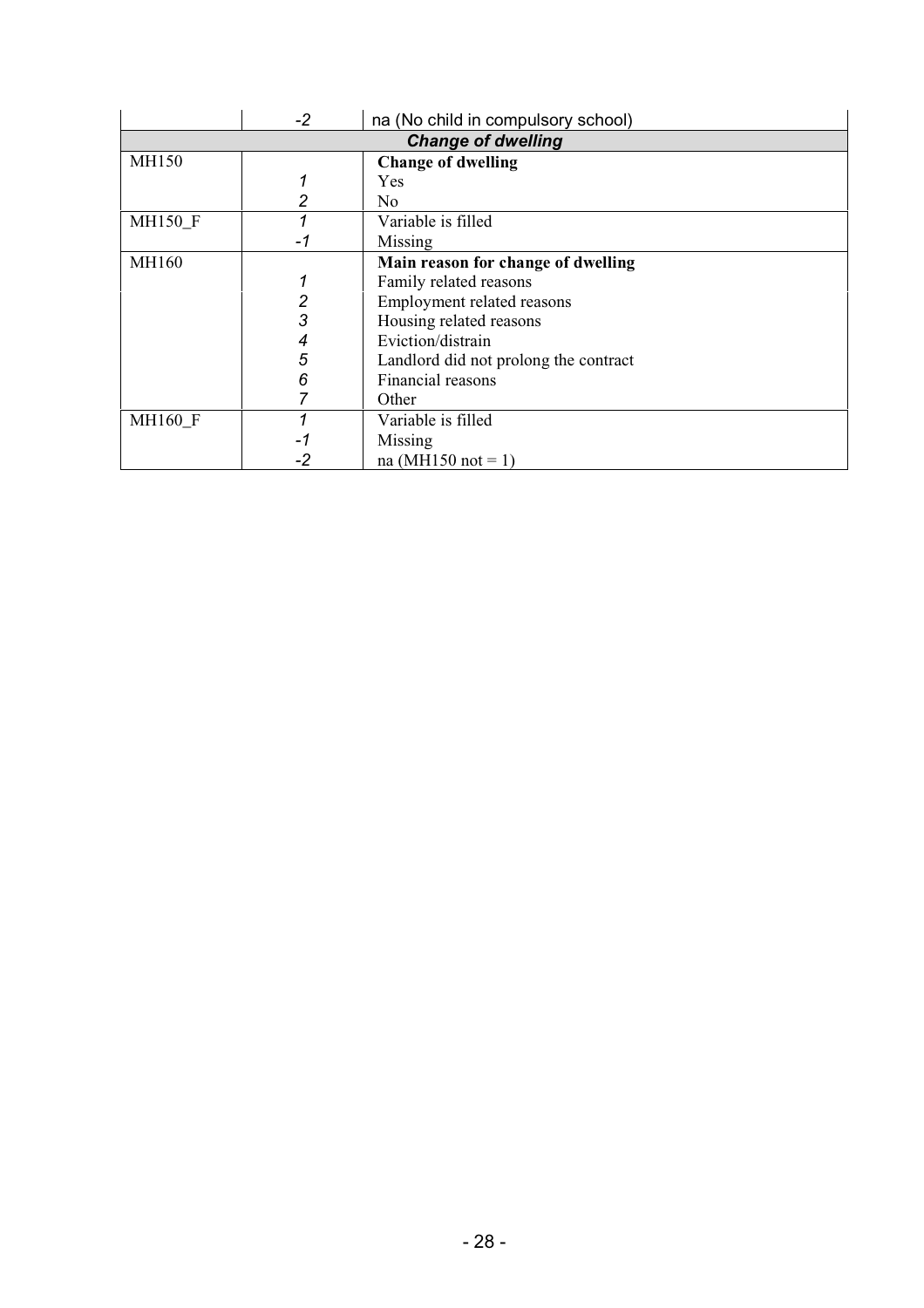| | | |
|---|---|---|
| | -2 | na (No child in compulsory school) |
| | | ***Change of dwelling*** |
| MH150 | | **Change of dwelling** |
| | 1 | Yes |
| | 2 | No |
| MH150_F | 1 | Variable is filled |
| | -1 | Missing |
| MH160 | | **Main reason for change of dwelling** |
| | 1 | Family related reasons |
| | 2 | Employment related reasons |
| | 3 | Housing related reasons |
| | 4 | Eviction/distrain |
| | 5 | Landlord did not prolong the contract |
| | 6 | Financial reasons |
| | 7 | Other |
| MH160_F | 1 | Variable is filled |
| | -1 | Missing |
| | -2 | na (MH150 not = 1) |